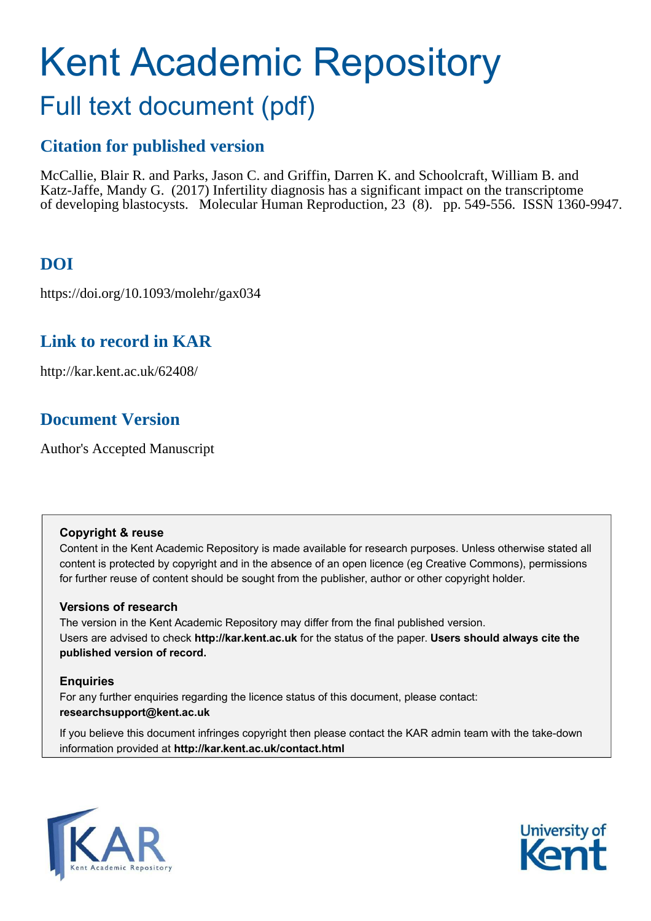# Kent Academic Repository

## Full text document (pdf)

### Citation for published version

McCallie, Blair R. and Parks, Jason C. and Griffin, Darren K. and Schoolcraft, William B. and Katz-Jaffe, Mandy G. (2017) Infertility diagnosis has a significant impact on the transcriptome of developing blastocysts. Molecular Human Reproduction, 23 (8). pp. 549-556. ISSN 1360-9947.

### DOI

https://doi.org/10.1093/molehr/gax034

### Link to record in KAR

http://kar.kent.ac.uk/62408/

### Document Version

Author's Accepted Manuscript

**Copyright & reuse**

Content in the Kent Academic Repository is made available for research purposes. Unless otherwise stated all content is protected by copyright and in the absence of an open licence (eg Creative Commons), permissions for further reuse of content should be sought from the publisher, author or other copyright holder.

**Versions of research**

The version in the Kent Academic Repository may differ from the final published version. Users are advised to check **http://kar.kent.ac.uk** for the status of the paper. **Users should always cite the published version of record.**

**Enquiries**

For any further enquiries regarding the licence status of this document, please contact: **researchsupport@kent.ac.uk**

If you believe this document infringes copyright then please contact the KAR admin team with the take-down information provided at **http://kar.kent.ac.uk/contact.html**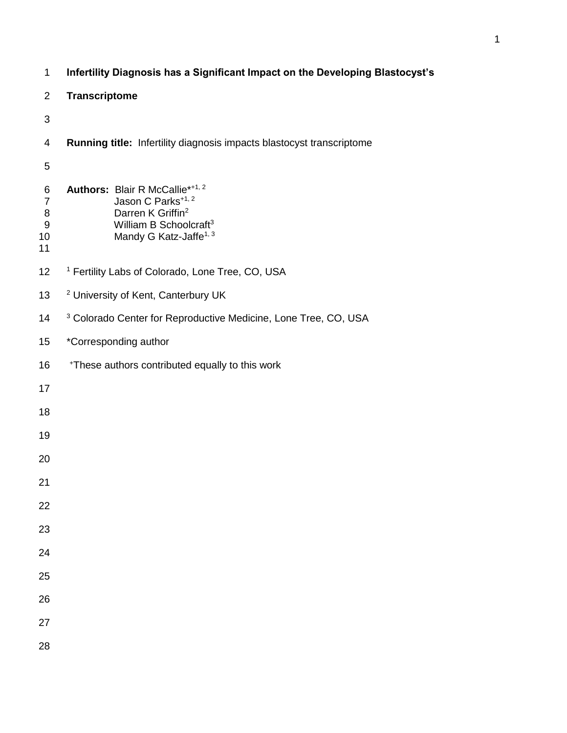# Infertility Diagnosis has a Significant Impact on the Developing Blastocyst's Transcriptome

**Running title:** Infertility diagnosis impacts blastocyst transcriptome

**Authors:** Blair R McCallie*[+1, 2]
Jason C Parks[+1, 2]
Darren K Griffin[2]
William B Schoolcraft[3]
Mandy G Katz-Jaffe[1, 3]

[1] Fertility Labs of Colorado, Lone Tree, CO, USA

[2] University of Kent, Canterbury UK

[3] Colorado Center for Reproductive Medicine, Lone Tree, CO, USA

*Corresponding author

[+]These authors contributed equally to this work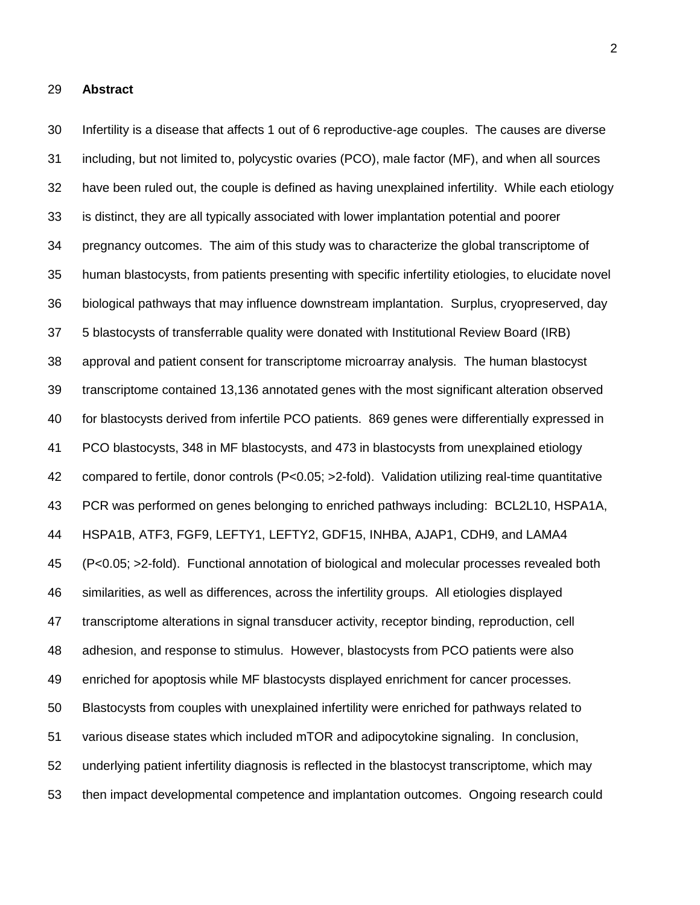## Abstract

Infertility is a disease that affects 1 out of 6 reproductive-age couples. The causes are diverse including, but not limited to, polycystic ovaries (PCO), male factor (MF), and when all sources have been ruled out, the couple is defined as having unexplained infertility. While each etiology is distinct, they are all typically associated with lower implantation potential and poorer pregnancy outcomes. The aim of this study was to characterize the global transcriptome of human blastocysts, from patients presenting with specific infertility etiologies, to elucidate novel biological pathways that may influence downstream implantation. Surplus, cryopreserved, day 5 blastocysts of transferrable quality were donated with Institutional Review Board (IRB) approval and patient consent for transcriptome microarray analysis. The human blastocyst transcriptome contained 13,136 annotated genes with the most significant alteration observed for blastocysts derived from infertile PCO patients. 869 genes were differentially expressed in PCO blastocysts, 348 in MF blastocysts, and 473 in blastocysts from unexplained etiology compared to fertile, donor controls ($P<0.05$; >2-fold). Validation utilizing real-time quantitative PCR was performed on genes belonging to enriched pathways including: BCL2L10, HSPA1A, HSPA1B, ATF3, FGF9, LEFTY1, LEFTY2, GDF15, INHBA, AJAP1, CDH9, and LAMA4 ($P<0.05$; >2-fold). Functional annotation of biological and molecular processes revealed both similarities, as well as differences, across the infertility groups. All etiologies displayed transcriptome alterations in signal transducer activity, receptor binding, reproduction, cell adhesion, and response to stimulus. However, blastocysts from PCO patients were also enriched for apoptosis while MF blastocysts displayed enrichment for cancer processes. Blastocysts from couples with unexplained infertility were enriched for pathways related to various disease states which included mTOR and adipocytokine signaling. In conclusion, underlying patient infertility diagnosis is reflected in the blastocyst transcriptome, which may then impact developmental competence and implantation outcomes. Ongoing research could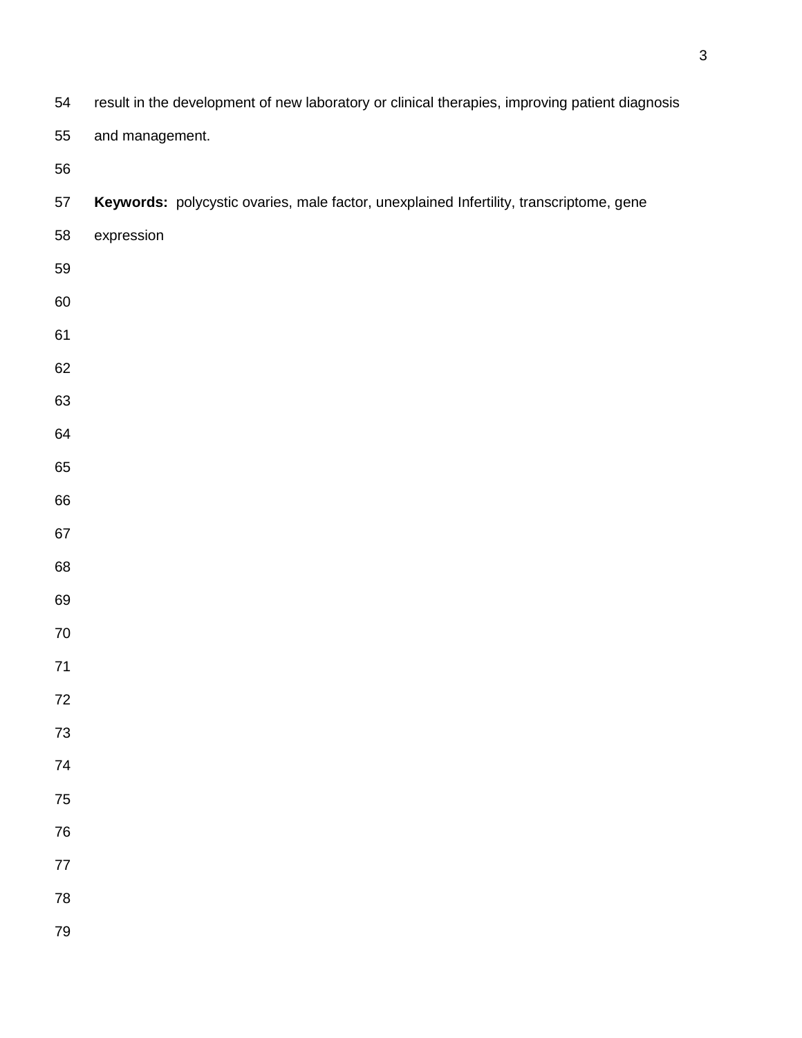result in the development of new laboratory or clinical therapies, improving patient diagnosis and management.

**Keywords:** polycystic ovaries, male factor, unexplained Infertility, transcriptome, gene expression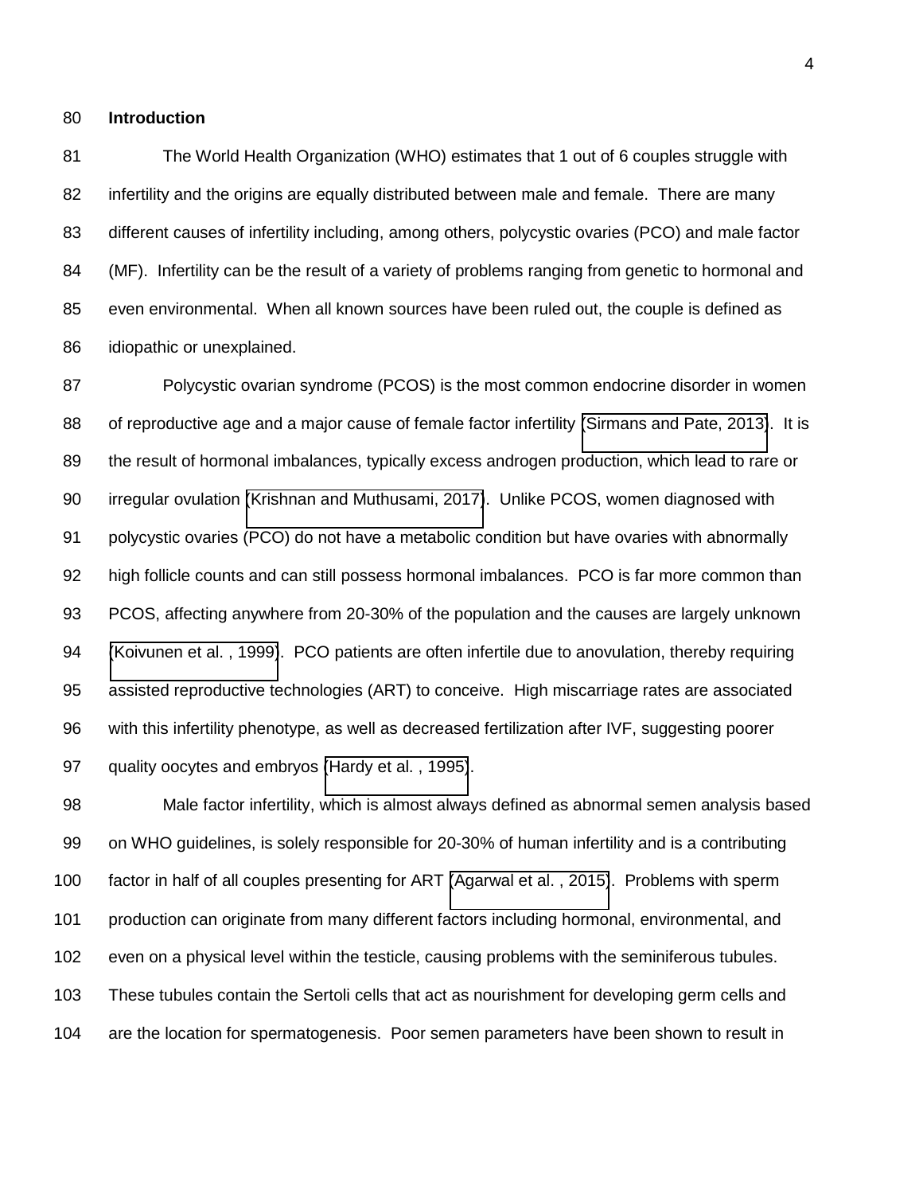## Introduction

The World Health Organization (WHO) estimates that 1 out of 6 couples struggle with infertility and the origins are equally distributed between male and female. There are many different causes of infertility including, among others, polycystic ovaries (PCO) and male factor (MF). Infertility can be the result of a variety of problems ranging from genetic to hormonal and even environmental. When all known sources have been ruled out, the couple is defined as idiopathic or unexplained.

Polycystic ovarian syndrome (PCOS) is the most common endocrine disorder in women of reproductive age and a major cause of female factor infertility (Sirmans and Pate, 2013). It is the result of hormonal imbalances, typically excess androgen production, which lead to rare or irregular ovulation (Krishnan and Muthusami, 2017). Unlike PCOS, women diagnosed with polycystic ovaries (PCO) do not have a metabolic condition but have ovaries with abnormally high follicle counts and can still possess hormonal imbalances. PCO is far more common than PCOS, affecting anywhere from 20-30% of the population and the causes are largely unknown (Koivunen et al. , 1999). PCO patients are often infertile due to anovulation, thereby requiring assisted reproductive technologies (ART) to conceive. High miscarriage rates are associated with this infertility phenotype, as well as decreased fertilization after IVF, suggesting poorer quality oocytes and embryos (Hardy et al. , 1995).

Male factor infertility, which is almost always defined as abnormal semen analysis based on WHO guidelines, is solely responsible for 20-30% of human infertility and is a contributing factor in half of all couples presenting for ART (Agarwal et al. , 2015). Problems with sperm production can originate from many different factors including hormonal, environmental, and even on a physical level within the testicle, causing problems with the seminiferous tubules. These tubules contain the Sertoli cells that act as nourishment for developing germ cells and are the location for spermatogenesis. Poor semen parameters have been shown to result in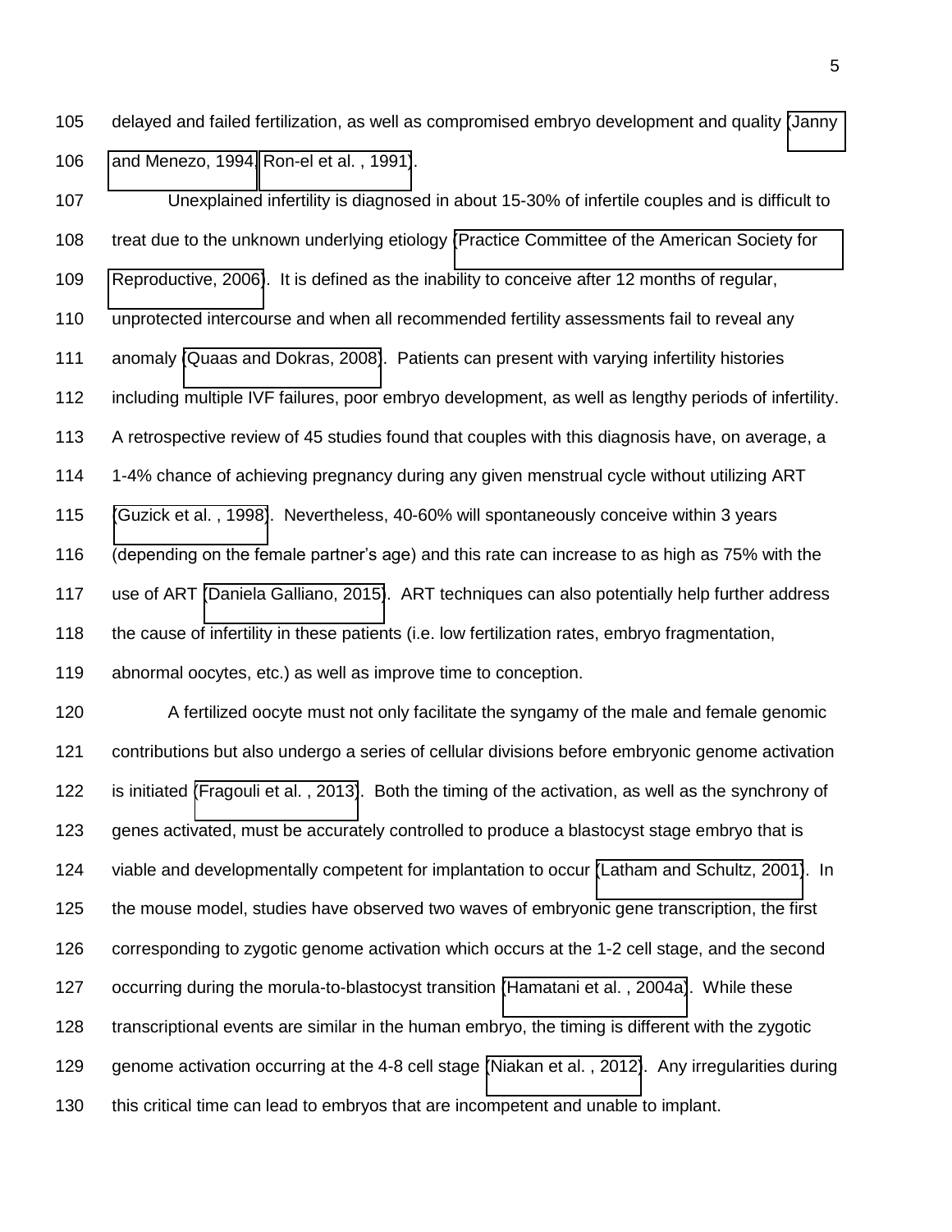delayed and failed fertilization, as well as compromised embryo development and quality (Janny and Menezo, 1994, Ron-el et al. , 1991).

Unexplained infertility is diagnosed in about 15-30% of infertile couples and is difficult to treat due to the unknown underlying etiology (Practice Committee of the American Society for Reproductive, 2006). It is defined as the inability to conceive after 12 months of regular, unprotected intercourse and when all recommended fertility assessments fail to reveal any anomaly (Quaas and Dokras, 2008). Patients can present with varying infertility histories including multiple IVF failures, poor embryo development, as well as lengthy periods of infertility. A retrospective review of 45 studies found that couples with this diagnosis have, on average, a 1-4% chance of achieving pregnancy during any given menstrual cycle without utilizing ART (Guzick et al. , 1998). Nevertheless, 40-60% will spontaneously conceive within 3 years (depending on the female partner's age) and this rate can increase to as high as 75% with the use of ART (Daniela Galliano, 2015). ART techniques can also potentially help further address the cause of infertility in these patients (i.e. low fertilization rates, embryo fragmentation, abnormal oocytes, etc.) as well as improve time to conception.

A fertilized oocyte must not only facilitate the syngamy of the male and female genomic contributions but also undergo a series of cellular divisions before embryonic genome activation is initiated (Fragouli et al. , 2013). Both the timing of the activation, as well as the synchrony of genes activated, must be accurately controlled to produce a blastocyst stage embryo that is viable and developmentally competent for implantation to occur (Latham and Schultz, 2001). In the mouse model, studies have observed two waves of embryonic gene transcription, the first corresponding to zygotic genome activation which occurs at the 1-2 cell stage, and the second occurring during the morula-to-blastocyst transition (Hamatani et al. , 2004a). While these transcriptional events are similar in the human embryo, the timing is different with the zygotic genome activation occurring at the 4-8 cell stage (Niakan et al. , 2012). Any irregularities during this critical time can lead to embryos that are incompetent and unable to implant.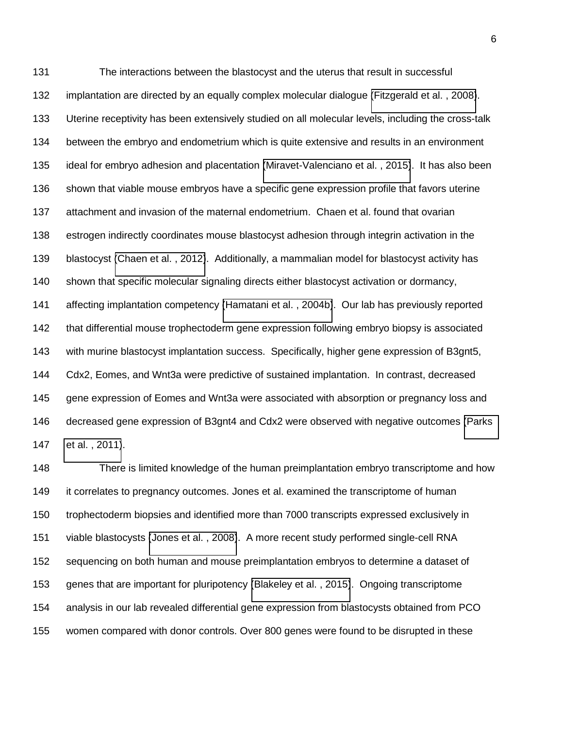The interactions between the blastocyst and the uterus that result in successful implantation are directed by an equally complex molecular dialogue (Fitzgerald et al. , 2008). Uterine receptivity has been extensively studied on all molecular levels, including the cross-talk between the embryo and endometrium which is quite extensive and results in an environment ideal for embryo adhesion and placentation (Miravet-Valenciano et al. , 2015). It has also been shown that viable mouse embryos have a specific gene expression profile that favors uterine attachment and invasion of the maternal endometrium. Chaen et al. found that ovarian estrogen indirectly coordinates mouse blastocyst adhesion through integrin activation in the blastocyst (Chaen et al. , 2012). Additionally, a mammalian model for blastocyst activity has shown that specific molecular signaling directs either blastocyst activation or dormancy, affecting implantation competency (Hamatani et al. , 2004b). Our lab has previously reported that differential mouse trophectoderm gene expression following embryo biopsy is associated with murine blastocyst implantation success. Specifically, higher gene expression of B3gnt5, Cdx2, Eomes, and Wnt3a were predictive of sustained implantation. In contrast, decreased gene expression of Eomes and Wnt3a were associated with absorption or pregnancy loss and decreased gene expression of B3gnt4 and Cdx2 were observed with negative outcomes (Parks et al. , 2011).

There is limited knowledge of the human preimplantation embryo transcriptome and how it correlates to pregnancy outcomes. Jones et al. examined the transcriptome of human trophectoderm biopsies and identified more than 7000 transcripts expressed exclusively in viable blastocysts (Jones et al. , 2008). A more recent study performed single-cell RNA sequencing on both human and mouse preimplantation embryos to determine a dataset of genes that are important for pluripotency (Blakeley et al. , 2015). Ongoing transcriptome analysis in our lab revealed differential gene expression from blastocysts obtained from PCO women compared with donor controls. Over 800 genes were found to be disrupted in these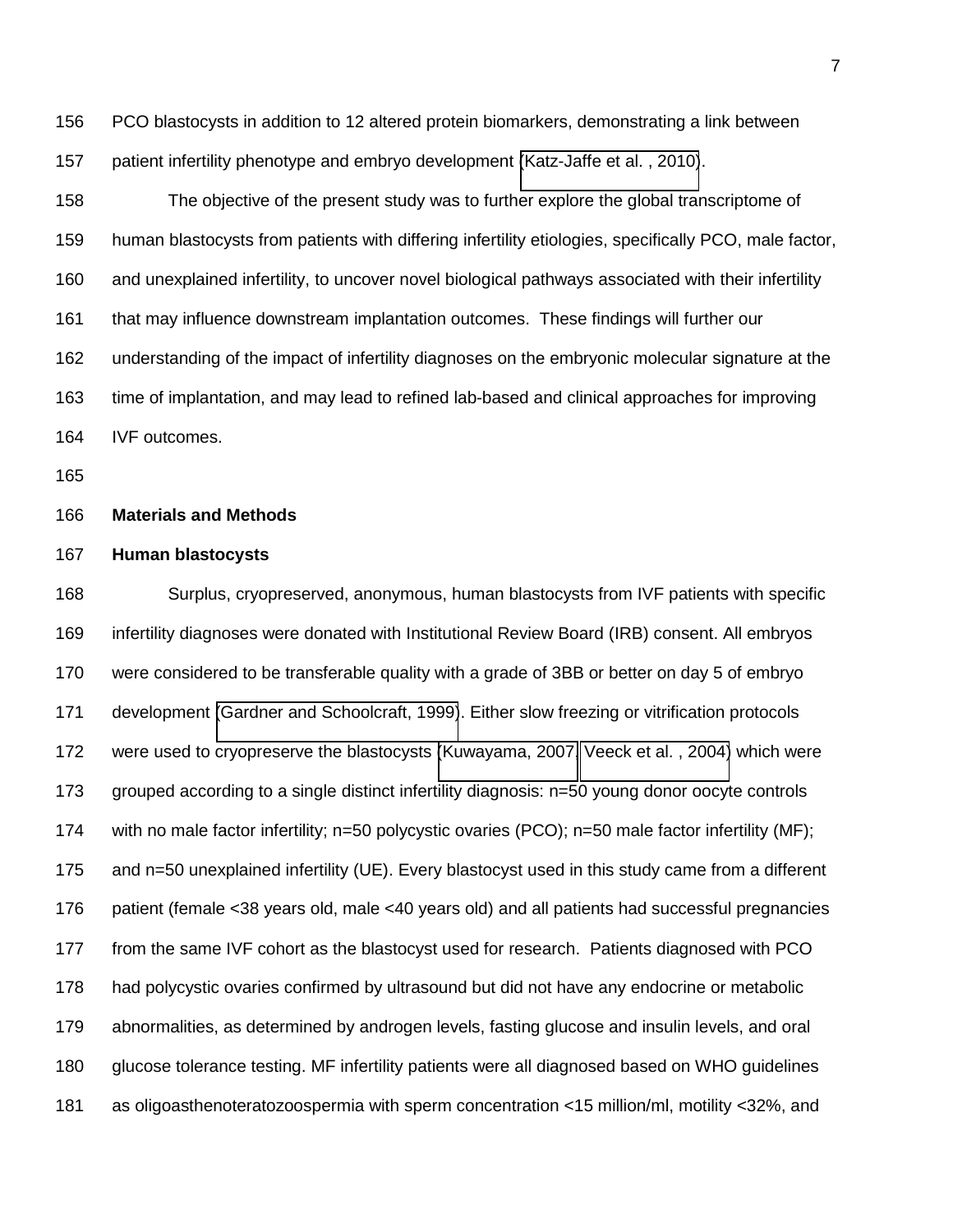PCO blastocysts in addition to 12 altered protein biomarkers, demonstrating a link between patient infertility phenotype and embryo development (Katz-Jaffe et al. , 2010).

The objective of the present study was to further explore the global transcriptome of human blastocysts from patients with differing infertility etiologies, specifically PCO, male factor, and unexplained infertility, to uncover novel biological pathways associated with their infertility that may influence downstream implantation outcomes. These findings will further our understanding of the impact of infertility diagnoses on the embryonic molecular signature at the time of implantation, and may lead to refined lab-based and clinical approaches for improving IVF outcomes.

## Materials and Methods

### Human blastocysts

Surplus, cryopreserved, anonymous, human blastocysts from IVF patients with specific infertility diagnoses were donated with Institutional Review Board (IRB) consent. All embryos were considered to be transferable quality with a grade of 3BB or better on day 5 of embryo development (Gardner and Schoolcraft, 1999). Either slow freezing or vitrification protocols were used to cryopreserve the blastocysts (Kuwayama, 2007, Veeck et al. , 2004) which were grouped according to a single distinct infertility diagnosis: n=50 young donor oocyte controls with no male factor infertility; n=50 polycystic ovaries (PCO); n=50 male factor infertility (MF); and n=50 unexplained infertility (UE). Every blastocyst used in this study came from a different patient (female <38 years old, male <40 years old) and all patients had successful pregnancies from the same IVF cohort as the blastocyst used for research. Patients diagnosed with PCO had polycystic ovaries confirmed by ultrasound but did not have any endocrine or metabolic abnormalities, as determined by androgen levels, fasting glucose and insulin levels, and oral glucose tolerance testing. MF infertility patients were all diagnosed based on WHO guidelines as oligoasthenoteratozoospermia with sperm concentration <15 million/ml, motility <32%, and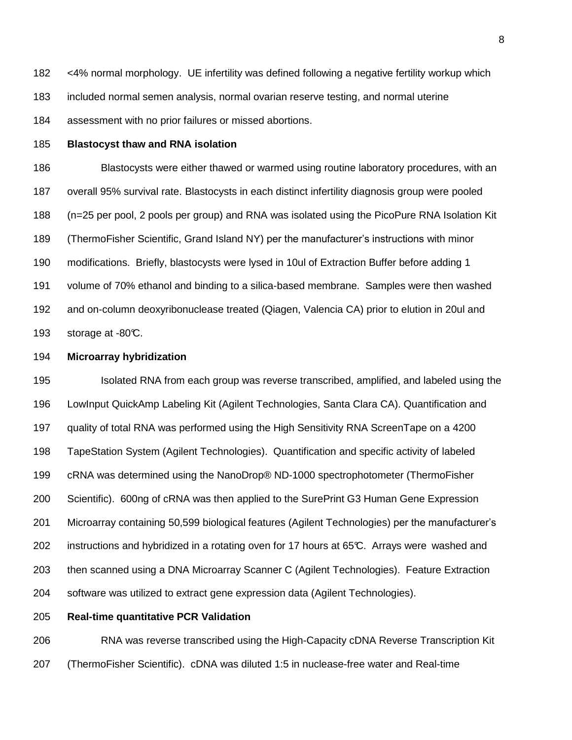<4% normal morphology. UE infertility was defined following a negative fertility workup which included normal semen analysis, normal ovarian reserve testing, and normal uterine assessment with no prior failures or missed abortions.

**Blastocyst thaw and RNA isolation**

Blastocysts were either thawed or warmed using routine laboratory procedures, with an overall 95% survival rate. Blastocysts in each distinct infertility diagnosis group were pooled (n=25 per pool, 2 pools per group) and RNA was isolated using the PicoPure RNA Isolation Kit (ThermoFisher Scientific, Grand Island NY) per the manufacturer's instructions with minor modifications. Briefly, blastocysts were lysed in 10ul of Extraction Buffer before adding 1 volume of 70% ethanol and binding to a silica-based membrane. Samples were then washed and on-column deoxyribonuclease treated (Qiagen, Valencia CA) prior to elution in 20ul and storage at -80℃.

**Microarray hybridization**

Isolated RNA from each group was reverse transcribed, amplified, and labeled using the LowInput QuickAmp Labeling Kit (Agilent Technologies, Santa Clara CA). Quantification and quality of total RNA was performed using the High Sensitivity RNA ScreenTape on a 4200 TapeStation System (Agilent Technologies). Quantification and specific activity of labeled cRNA was determined using the NanoDrop® ND-1000 spectrophotometer (ThermoFisher Scientific). 600ng of cRNA was then applied to the SurePrint G3 Human Gene Expression Microarray containing 50,599 biological features (Agilent Technologies) per the manufacturer's instructions and hybridized in a rotating oven for 17 hours at 65℃. Arrays were washed and then scanned using a DNA Microarray Scanner C (Agilent Technologies). Feature Extraction software was utilized to extract gene expression data (Agilent Technologies).

**Real-time quantitative PCR Validation**

RNA was reverse transcribed using the High-Capacity cDNA Reverse Transcription Kit (ThermoFisher Scientific). cDNA was diluted 1:5 in nuclease-free water and Real-time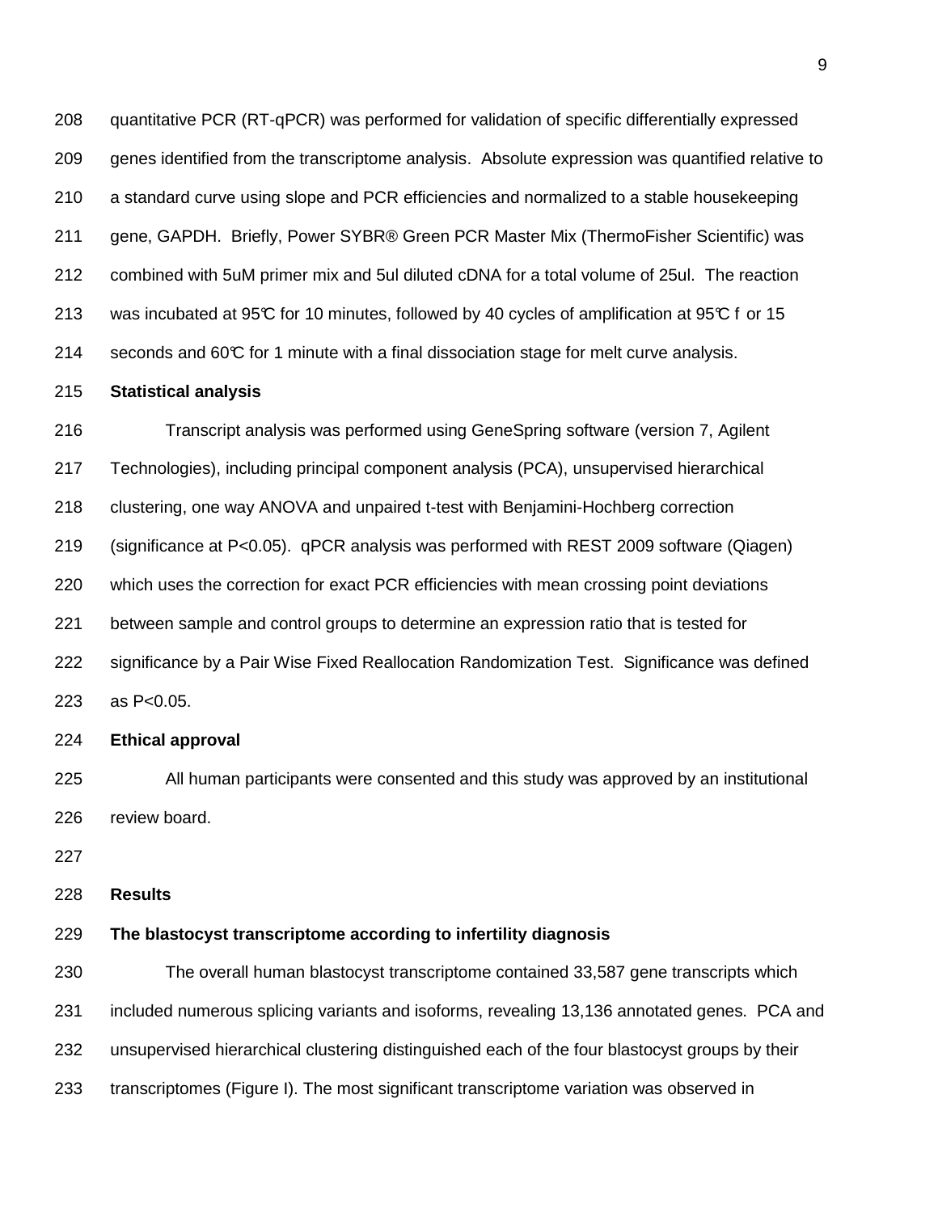quantitative PCR (RT-qPCR) was performed for validation of specific differentially expressed genes identified from the transcriptome analysis. Absolute expression was quantified relative to a standard curve using slope and PCR efficiencies and normalized to a stable housekeeping gene, GAPDH. Briefly, Power SYBR® Green PCR Master Mix (ThermoFisher Scientific) was combined with 5uM primer mix and 5ul diluted cDNA for a total volume of 25ul. The reaction was incubated at 95℃ for 10 minutes, followed by 40 cycles of amplification at 95℃ for 15 seconds and 60℃ for 1 minute with a final dissociation stage for melt curve analysis.

**Statistical analysis**

Transcript analysis was performed using GeneSpring software (version 7, Agilent Technologies), including principal component analysis (PCA), unsupervised hierarchical clustering, one way ANOVA and unpaired t-test with Benjamini-Hochberg correction (significance at $P<0.05$). qPCR analysis was performed with REST 2009 software (Qiagen) which uses the correction for exact PCR efficiencies with mean crossing point deviations between sample and control groups to determine an expression ratio that is tested for significance by a Pair Wise Fixed Reallocation Randomization Test. Significance was defined as $P<0.05$.

**Ethical approval**

All human participants were consented and this study was approved by an institutional review board.

## Results

**The blastocyst transcriptome according to infertility diagnosis**

The overall human blastocyst transcriptome contained 33,587 gene transcripts which included numerous splicing variants and isoforms, revealing 13,136 annotated genes. PCA and unsupervised hierarchical clustering distinguished each of the four blastocyst groups by their transcriptomes (Figure I). The most significant transcriptome variation was observed in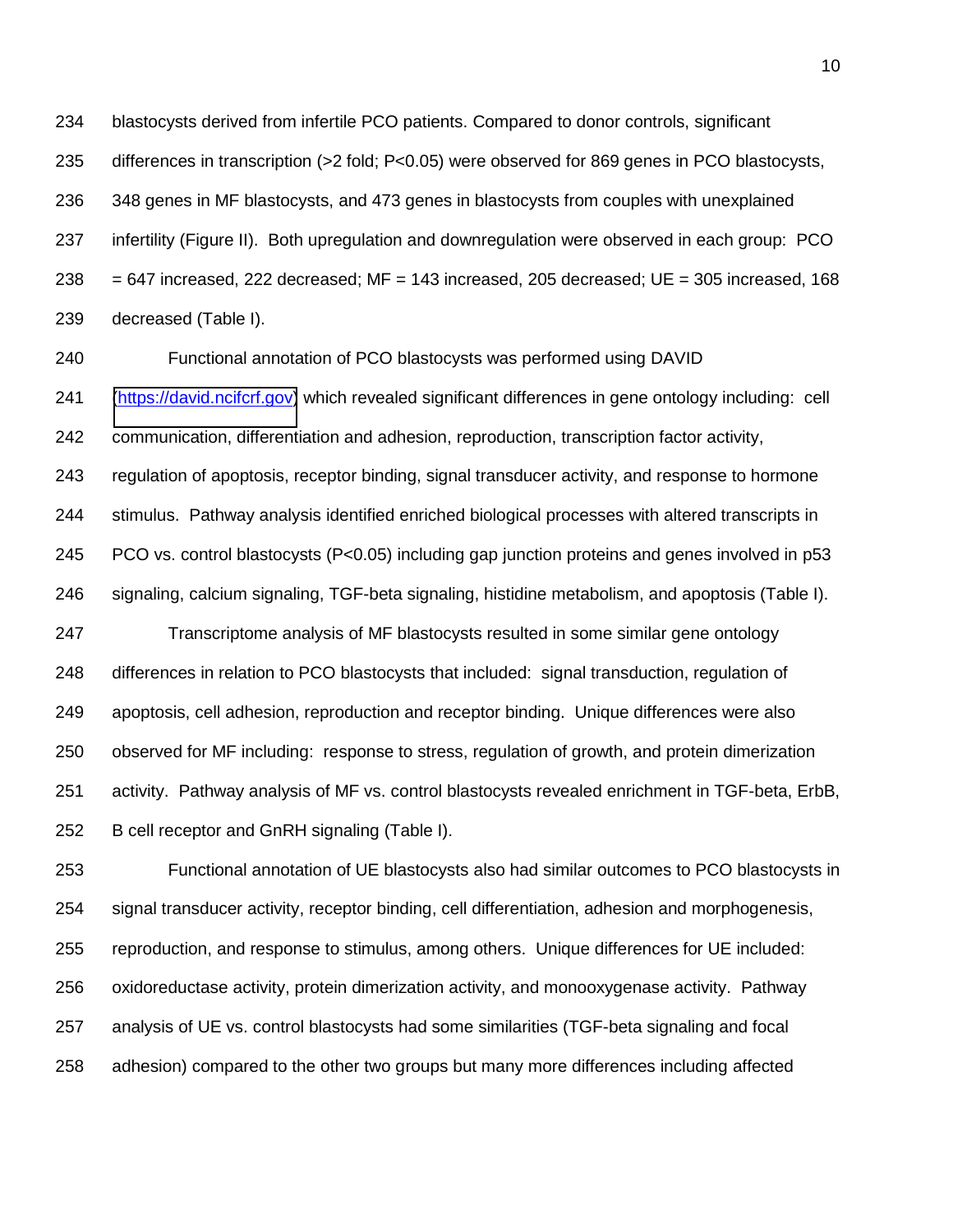blastocysts derived from infertile PCO patients. Compared to donor controls, significant differences in transcription (>2 fold; $P<0.05$) were observed for 869 genes in PCO blastocysts, 348 genes in MF blastocysts, and 473 genes in blastocysts from couples with unexplained infertility (Figure II). Both upregulation and downregulation were observed in each group: PCO = 647 increased, 222 decreased; MF = 143 increased, 205 decreased; UE = 305 increased, 168 decreased (Table I).

Functional annotation of PCO blastocysts was performed using DAVID (https://david.ncifcrf.gov) which revealed significant differences in gene ontology including: cell communication, differentiation and adhesion, reproduction, transcription factor activity, regulation of apoptosis, receptor binding, signal transducer activity, and response to hormone stimulus. Pathway analysis identified enriched biological processes with altered transcripts in PCO vs. control blastocysts ($P<0.05$) including gap junction proteins and genes involved in p53 signaling, calcium signaling, TGF-beta signaling, histidine metabolism, and apoptosis (Table I).

Transcriptome analysis of MF blastocysts resulted in some similar gene ontology differences in relation to PCO blastocysts that included: signal transduction, regulation of apoptosis, cell adhesion, reproduction and receptor binding. Unique differences were also observed for MF including: response to stress, regulation of growth, and protein dimerization activity. Pathway analysis of MF vs. control blastocysts revealed enrichment in TGF-beta, ErbB, B cell receptor and GnRH signaling (Table I).

Functional annotation of UE blastocysts also had similar outcomes to PCO blastocysts in signal transducer activity, receptor binding, cell differentiation, adhesion and morphogenesis, reproduction, and response to stimulus, among others. Unique differences for UE included: oxidoreductase activity, protein dimerization activity, and monooxygenase activity. Pathway analysis of UE vs. control blastocysts had some similarities (TGF-beta signaling and focal adhesion) compared to the other two groups but many more differences including affected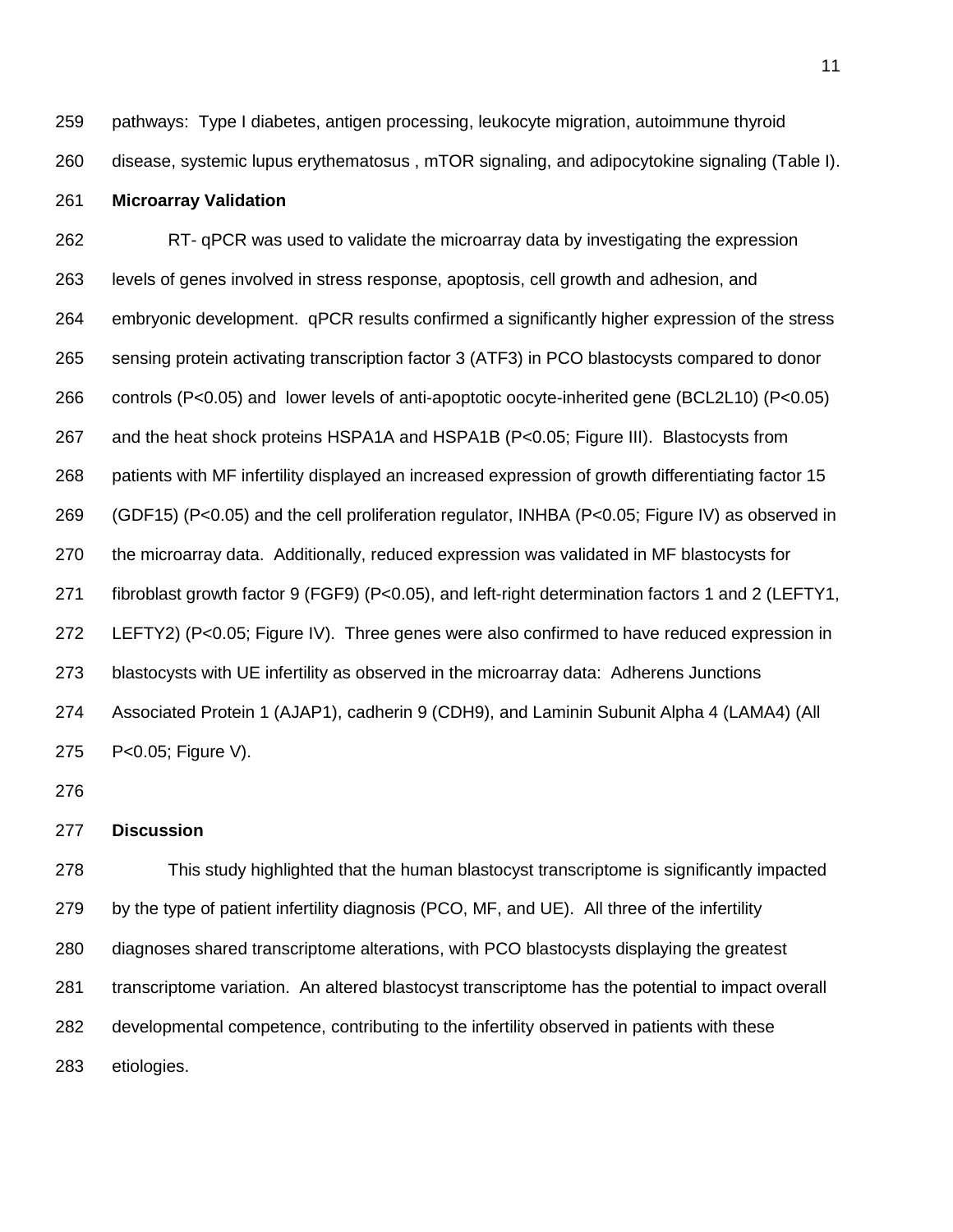pathways: Type I diabetes, antigen processing, leukocyte migration, autoimmune thyroid disease, systemic lupus erythematosus , mTOR signaling, and adipocytokine signaling (Table I).

**Microarray Validation**

RT- qPCR was used to validate the microarray data by investigating the expression levels of genes involved in stress response, apoptosis, cell growth and adhesion, and embryonic development. qPCR results confirmed a significantly higher expression of the stress sensing protein activating transcription factor 3 (ATF3) in PCO blastocysts compared to donor controls ($P<0.05$) and lower levels of anti-apoptotic oocyte-inherited gene (BCL2L10) ($P<0.05$) and the heat shock proteins HSPA1A and HSPA1B ($P<0.05$; Figure III). Blastocysts from patients with MF infertility displayed an increased expression of growth differentiating factor 15 (GDF15) ($P<0.05$) and the cell proliferation regulator, INHBA ($P<0.05$; Figure IV) as observed in the microarray data. Additionally, reduced expression was validated in MF blastocysts for fibroblast growth factor 9 (FGF9) ($P<0.05$), and left-right determination factors 1 and 2 (LEFTY1, LEFTY2) ($P<0.05$; Figure IV). Three genes were also confirmed to have reduced expression in blastocysts with UE infertility as observed in the microarray data: Adherens Junctions Associated Protein 1 (AJAP1), cadherin 9 (CDH9), and Laminin Subunit Alpha 4 (LAMA4) (All $P<0.05$; Figure V).

**Discussion**

This study highlighted that the human blastocyst transcriptome is significantly impacted by the type of patient infertility diagnosis (PCO, MF, and UE). All three of the infertility diagnoses shared transcriptome alterations, with PCO blastocysts displaying the greatest transcriptome variation. An altered blastocyst transcriptome has the potential to impact overall developmental competence, contributing to the infertility observed in patients with these etiologies.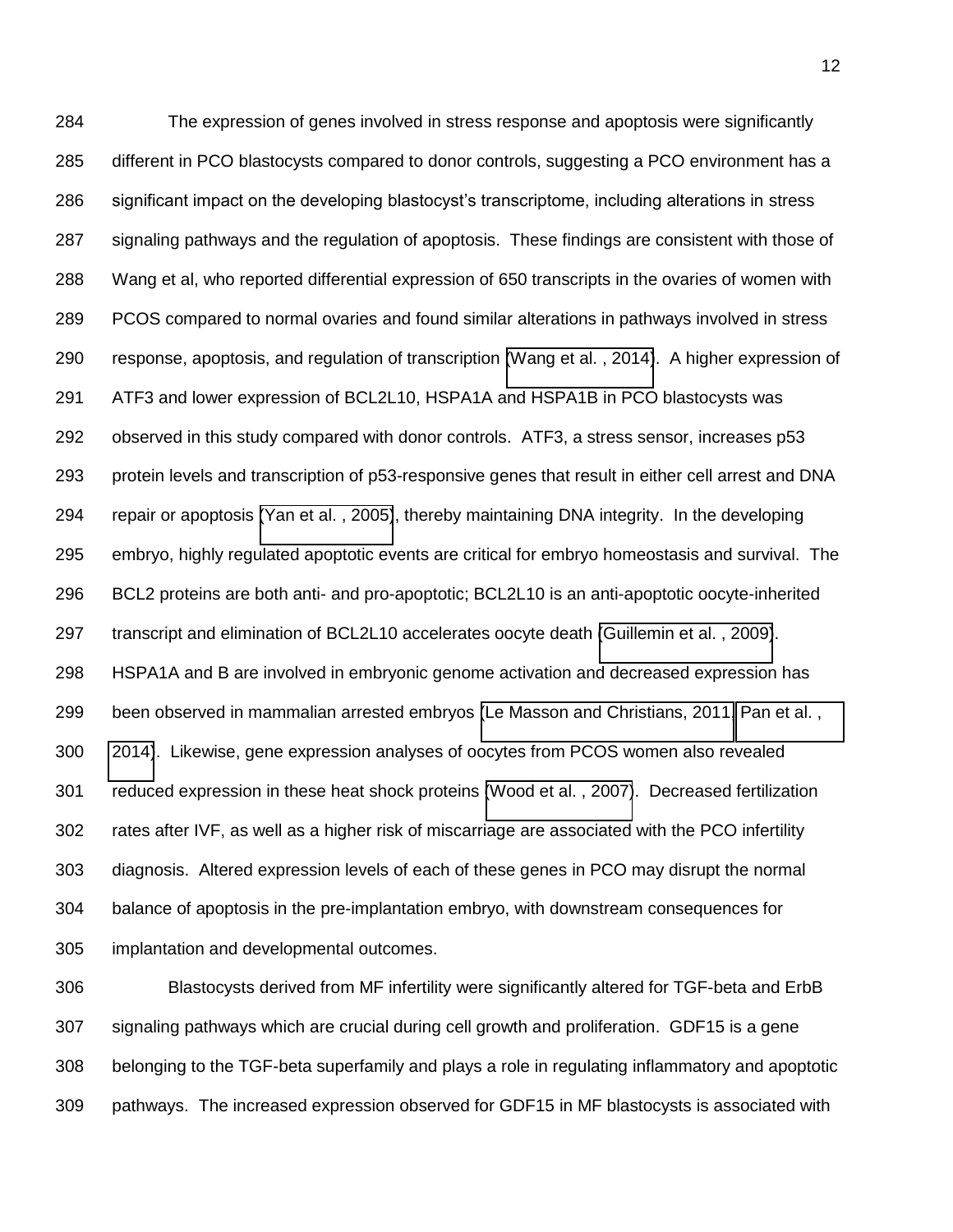The expression of genes involved in stress response and apoptosis were significantly different in PCO blastocysts compared to donor controls, suggesting a PCO environment has a significant impact on the developing blastocyst's transcriptome, including alterations in stress signaling pathways and the regulation of apoptosis. These findings are consistent with those of Wang et al, who reported differential expression of 650 transcripts in the ovaries of women with PCOS compared to normal ovaries and found similar alterations in pathways involved in stress response, apoptosis, and regulation of transcription (Wang et al. , 2014). A higher expression of ATF3 and lower expression of BCL2L10, HSPA1A and HSPA1B in PCO blastocysts was observed in this study compared with donor controls. ATF3, a stress sensor, increases p53 protein levels and transcription of p53-responsive genes that result in either cell arrest and DNA repair or apoptosis (Yan et al. , 2005), thereby maintaining DNA integrity. In the developing embryo, highly regulated apoptotic events are critical for embryo homeostasis and survival. The BCL2 proteins are both anti- and pro-apoptotic; BCL2L10 is an anti-apoptotic oocyte-inherited transcript and elimination of BCL2L10 accelerates oocyte death (Guillemin et al. , 2009). HSPA1A and B are involved in embryonic genome activation and decreased expression has been observed in mammalian arrested embryos (Le Masson and Christians, 2011, Pan et al. , 2014). Likewise, gene expression analyses of oocytes from PCOS women also revealed reduced expression in these heat shock proteins (Wood et al. , 2007). Decreased fertilization rates after IVF, as well as a higher risk of miscarriage are associated with the PCO infertility diagnosis. Altered expression levels of each of these genes in PCO may disrupt the normal balance of apoptosis in the pre-implantation embryo, with downstream consequences for implantation and developmental outcomes.

Blastocysts derived from MF infertility were significantly altered for TGF-beta and ErbB signaling pathways which are crucial during cell growth and proliferation. GDF15 is a gene belonging to the TGF-beta superfamily and plays a role in regulating inflammatory and apoptotic pathways. The increased expression observed for GDF15 in MF blastocysts is associated with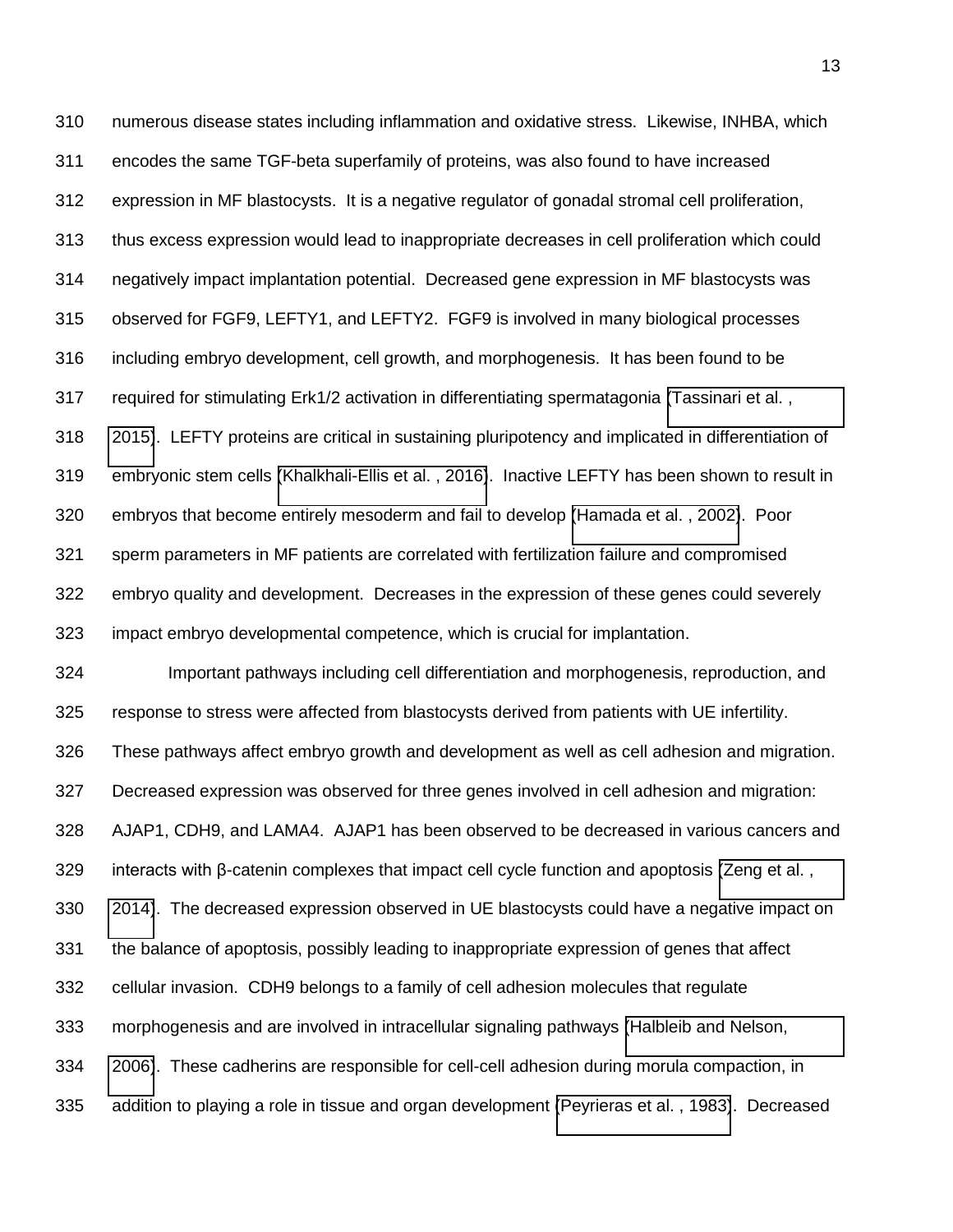numerous disease states including inflammation and oxidative stress. Likewise, INHBA, which encodes the same TGF-beta superfamily of proteins, was also found to have increased expression in MF blastocysts. It is a negative regulator of gonadal stromal cell proliferation, thus excess expression would lead to inappropriate decreases in cell proliferation which could negatively impact implantation potential. Decreased gene expression in MF blastocysts was observed for FGF9, LEFTY1, and LEFTY2. FGF9 is involved in many biological processes including embryo development, cell growth, and morphogenesis. It has been found to be required for stimulating Erk1/2 activation in differentiating spermatagonia (Tassinari et al. , 2015). LEFTY proteins are critical in sustaining pluripotency and implicated in differentiation of embryonic stem cells (Khalkhali-Ellis et al. , 2016). Inactive LEFTY has been shown to result in embryos that become entirely mesoderm and fail to develop (Hamada et al. , 2002). Poor sperm parameters in MF patients are correlated with fertilization failure and compromised embryo quality and development. Decreases in the expression of these genes could severely impact embryo developmental competence, which is crucial for implantation.

Important pathways including cell differentiation and morphogenesis, reproduction, and response to stress were affected from blastocysts derived from patients with UE infertility. These pathways affect embryo growth and development as well as cell adhesion and migration. Decreased expression was observed for three genes involved in cell adhesion and migration: AJAP1, CDH9, and LAMA4. AJAP1 has been observed to be decreased in various cancers and interacts with β-catenin complexes that impact cell cycle function and apoptosis (Zeng et al. , 2014). The decreased expression observed in UE blastocysts could have a negative impact on the balance of apoptosis, possibly leading to inappropriate expression of genes that affect cellular invasion. CDH9 belongs to a family of cell adhesion molecules that regulate morphogenesis and are involved in intracellular signaling pathways (Halbleib and Nelson, 2006). These cadherins are responsible for cell-cell adhesion during morula compaction, in addition to playing a role in tissue and organ development (Peyrieras et al. , 1983). Decreased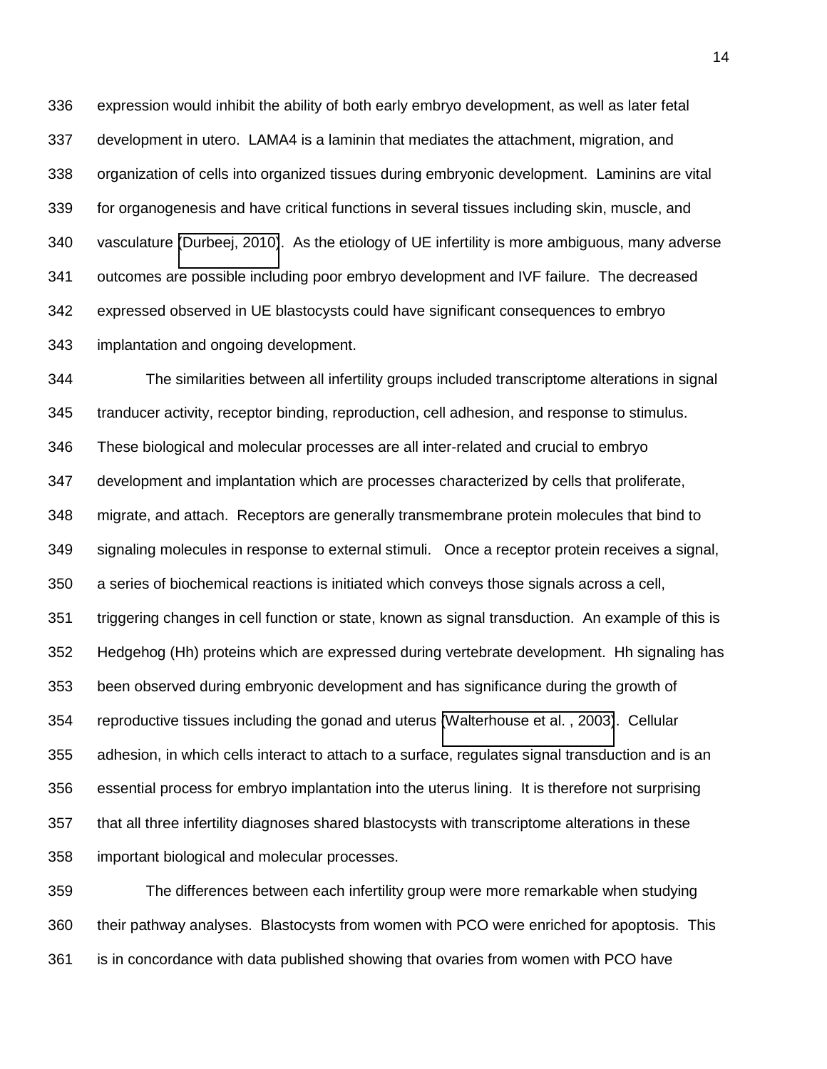expression would inhibit the ability of both early embryo development, as well as later fetal development in utero. LAMA4 is a laminin that mediates the attachment, migration, and organization of cells into organized tissues during embryonic development. Laminins are vital for organogenesis and have critical functions in several tissues including skin, muscle, and vasculature (Durbeej, 2010). As the etiology of UE infertility is more ambiguous, many adverse outcomes are possible including poor embryo development and IVF failure. The decreased expressed observed in UE blastocysts could have significant consequences to embryo implantation and ongoing development.

The similarities between all infertility groups included transcriptome alterations in signal tranducer activity, receptor binding, reproduction, cell adhesion, and response to stimulus. These biological and molecular processes are all inter-related and crucial to embryo development and implantation which are processes characterized by cells that proliferate, migrate, and attach. Receptors are generally transmembrane protein molecules that bind to signaling molecules in response to external stimuli. Once a receptor protein receives a signal, a series of biochemical reactions is initiated which conveys those signals across a cell, triggering changes in cell function or state, known as signal transduction. An example of this is Hedgehog (Hh) proteins which are expressed during vertebrate development. Hh signaling has been observed during embryonic development and has significance during the growth of reproductive tissues including the gonad and uterus (Walterhouse et al. , 2003). Cellular adhesion, in which cells interact to attach to a surface, regulates signal transduction and is an essential process for embryo implantation into the uterus lining. It is therefore not surprising that all three infertility diagnoses shared blastocysts with transcriptome alterations in these important biological and molecular processes.

The differences between each infertility group were more remarkable when studying their pathway analyses. Blastocysts from women with PCO were enriched for apoptosis. This is in concordance with data published showing that ovaries from women with PCO have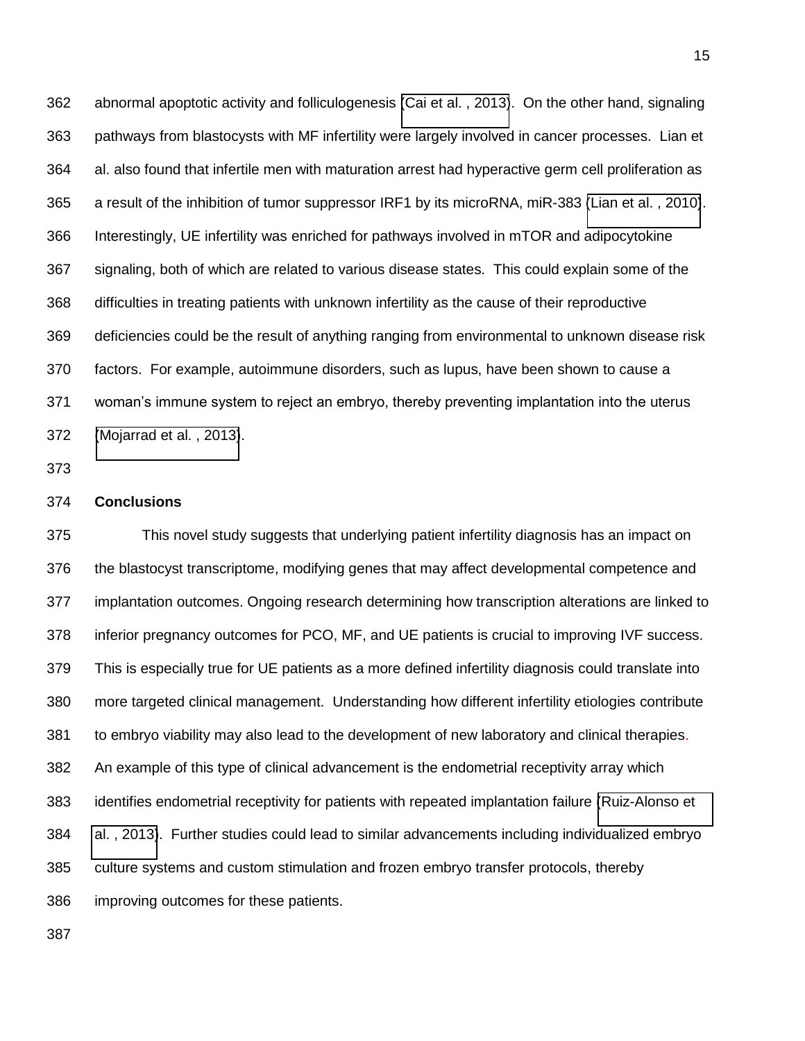abnormal apoptotic activity and folliculogenesis (Cai et al. , 2013). On the other hand, signaling pathways from blastocysts with MF infertility were largely involved in cancer processes. Lian et al. also found that infertile men with maturation arrest had hyperactive germ cell proliferation as a result of the inhibition of tumor suppressor IRF1 by its microRNA, miR-383 (Lian et al. , 2010). Interestingly, UE infertility was enriched for pathways involved in mTOR and adipocytokine signaling, both of which are related to various disease states. This could explain some of the difficulties in treating patients with unknown infertility as the cause of their reproductive deficiencies could be the result of anything ranging from environmental to unknown disease risk factors. For example, autoimmune disorders, such as lupus, have been shown to cause a woman's immune system to reject an embryo, thereby preventing implantation into the uterus (Mojarrad et al. , 2013).

## Conclusions

This novel study suggests that underlying patient infertility diagnosis has an impact on the blastocyst transcriptome, modifying genes that may affect developmental competence and implantation outcomes. Ongoing research determining how transcription alterations are linked to inferior pregnancy outcomes for PCO, MF, and UE patients is crucial to improving IVF success. This is especially true for UE patients as a more defined infertility diagnosis could translate into more targeted clinical management. Understanding how different infertility etiologies contribute to embryo viability may also lead to the development of new laboratory and clinical therapies. An example of this type of clinical advancement is the endometrial receptivity array which identifies endometrial receptivity for patients with repeated implantation failure (Ruiz-Alonso et al. , 2013). Further studies could lead to similar advancements including individualized embryo culture systems and custom stimulation and frozen embryo transfer protocols, thereby improving outcomes for these patients.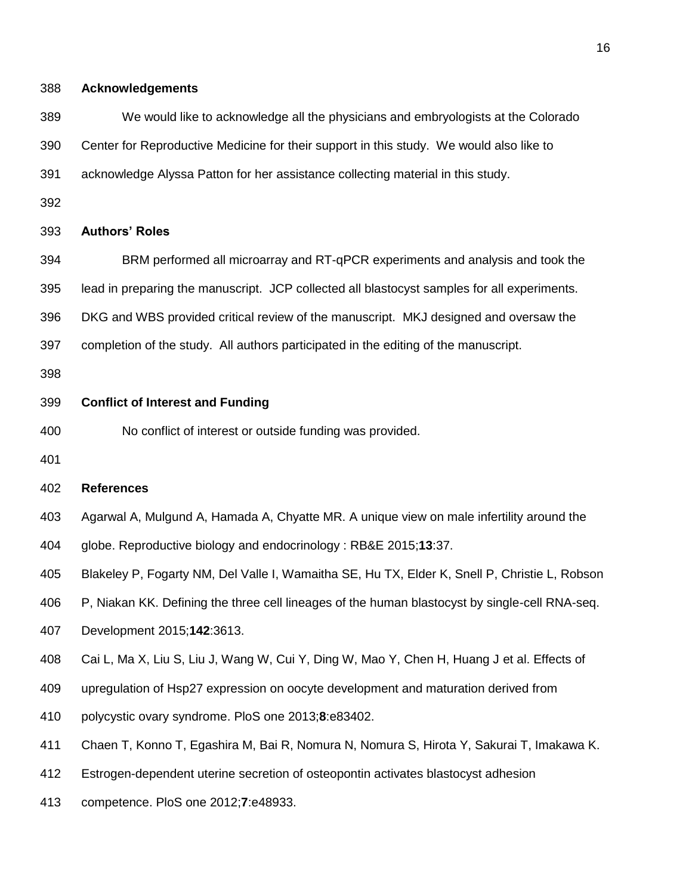## Acknowledgements

We would like to acknowledge all the physicians and embryologists at the Colorado Center for Reproductive Medicine for their support in this study. We would also like to acknowledge Alyssa Patton for her assistance collecting material in this study.

## Authors' Roles

BRM performed all microarray and RT-qPCR experiments and analysis and took the lead in preparing the manuscript. JCP collected all blastocyst samples for all experiments. DKG and WBS provided critical review of the manuscript. MKJ designed and oversaw the completion of the study. All authors participated in the editing of the manuscript.

## Conflict of Interest and Funding

No conflict of interest or outside funding was provided.

## References

Agarwal A, Mulgund A, Hamada A, Chyatte MR. A unique view on male infertility around the globe. Reproductive biology and endocrinology : RB&E 2015;**13**:37.

Blakeley P, Fogarty NM, Del Valle I, Wamaitha SE, Hu TX, Elder K, Snell P, Christie L, Robson P, Niakan KK. Defining the three cell lineages of the human blastocyst by single-cell RNA-seq. Development 2015;**142**:3613.

Cai L, Ma X, Liu S, Liu J, Wang W, Cui Y, Ding W, Mao Y, Chen H, Huang J et al. Effects of upregulation of Hsp27 expression on oocyte development and maturation derived from polycystic ovary syndrome. PloS one 2013;**8**:e83402.

Chaen T, Konno T, Egashira M, Bai R, Nomura N, Nomura S, Hirota Y, Sakurai T, Imakawa K. Estrogen-dependent uterine secretion of osteopontin activates blastocyst adhesion competence. PloS one 2012;**7**:e48933.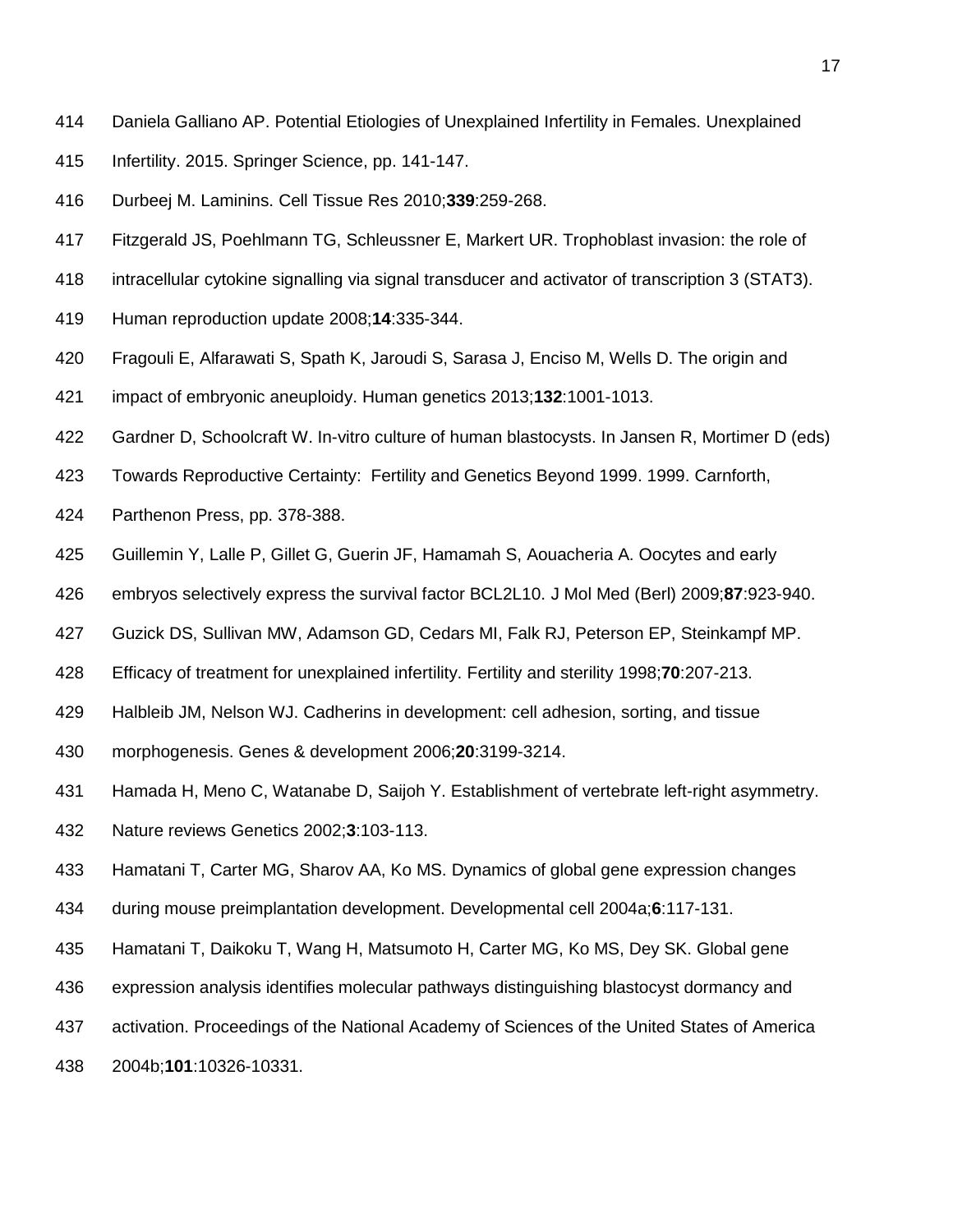Daniela Galliano AP. Potential Etiologies of Unexplained Infertility in Females. Unexplained Infertility. 2015. Springer Science, pp. 141-147.

Durbeej M. Laminins. Cell Tissue Res 2010;**339**:259-268.

Fitzgerald JS, Poehlmann TG, Schleussner E, Markert UR. Trophoblast invasion: the role of intracellular cytokine signalling via signal transducer and activator of transcription 3 (STAT3). Human reproduction update 2008;**14**:335-344.

Fragouli E, Alfarawati S, Spath K, Jaroudi S, Sarasa J, Enciso M, Wells D. The origin and impact of embryonic aneuploidy. Human genetics 2013;**132**:1001-1013.

Gardner D, Schoolcraft W. In-vitro culture of human blastocysts. In Jansen R, Mortimer D (eds) Towards Reproductive Certainty: Fertility and Genetics Beyond 1999. 1999. Carnforth, Parthenon Press, pp. 378-388.

Guillemin Y, Lalle P, Gillet G, Guerin JF, Hamamah S, Aouacheria A. Oocytes and early embryos selectively express the survival factor BCL2L10. J Mol Med (Berl) 2009;**87**:923-940.

Guzick DS, Sullivan MW, Adamson GD, Cedars MI, Falk RJ, Peterson EP, Steinkampf MP. Efficacy of treatment for unexplained infertility. Fertility and sterility 1998;**70**:207-213.

Halbleib JM, Nelson WJ. Cadherins in development: cell adhesion, sorting, and tissue morphogenesis. Genes & development 2006;**20**:3199-3214.

Hamada H, Meno C, Watanabe D, Saijoh Y. Establishment of vertebrate left-right asymmetry. Nature reviews Genetics 2002;**3**:103-113.

Hamatani T, Carter MG, Sharov AA, Ko MS. Dynamics of global gene expression changes during mouse preimplantation development. Developmental cell 2004a;**6**:117-131.

Hamatani T, Daikoku T, Wang H, Matsumoto H, Carter MG, Ko MS, Dey SK. Global gene expression analysis identifies molecular pathways distinguishing blastocyst dormancy and activation. Proceedings of the National Academy of Sciences of the United States of America 2004b;**101**:10326-10331.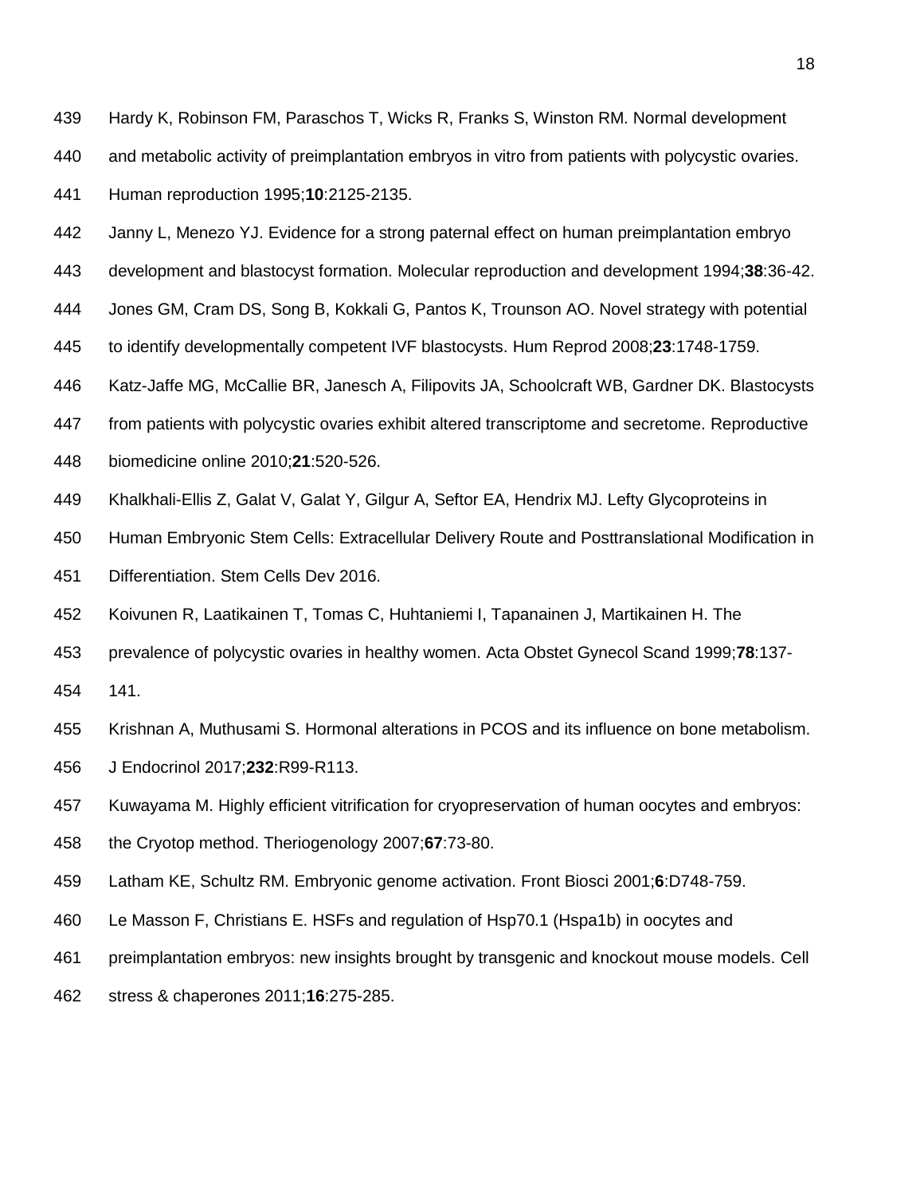Hardy K, Robinson FM, Paraschos T, Wicks R, Franks S, Winston RM. Normal development and metabolic activity of preimplantation embryos in vitro from patients with polycystic ovaries. Human reproduction 1995;**10**:2125-2135.

Janny L, Menezo YJ. Evidence for a strong paternal effect on human preimplantation embryo development and blastocyst formation. Molecular reproduction and development 1994;**38**:36-42.

Jones GM, Cram DS, Song B, Kokkali G, Pantos K, Trounson AO. Novel strategy with potential to identify developmentally competent IVF blastocysts. Hum Reprod 2008;**23**:1748-1759.

Katz-Jaffe MG, McCallie BR, Janesch A, Filipovits JA, Schoolcraft WB, Gardner DK. Blastocysts from patients with polycystic ovaries exhibit altered transcriptome and secretome. Reproductive biomedicine online 2010;**21**:520-526.

Khalkhali-Ellis Z, Galat V, Galat Y, Gilgur A, Seftor EA, Hendrix MJ. Lefty Glycoproteins in Human Embryonic Stem Cells: Extracellular Delivery Route and Posttranslational Modification in Differentiation. Stem Cells Dev 2016.

Koivunen R, Laatikainen T, Tomas C, Huhtaniemi I, Tapanainen J, Martikainen H. The prevalence of polycystic ovaries in healthy women. Acta Obstet Gynecol Scand 1999;**78**:137-141.

Krishnan A, Muthusami S. Hormonal alterations in PCOS and its influence on bone metabolism. J Endocrinol 2017;**232**:R99-R113.

Kuwayama M. Highly efficient vitrification for cryopreservation of human oocytes and embryos: the Cryotop method. Theriogenology 2007;**67**:73-80.

Latham KE, Schultz RM. Embryonic genome activation. Front Biosci 2001;**6**:D748-759.

Le Masson F, Christians E. HSFs and regulation of Hsp70.1 (Hspa1b) in oocytes and preimplantation embryos: new insights brought by transgenic and knockout mouse models. Cell stress & chaperones 2011;**16**:275-285.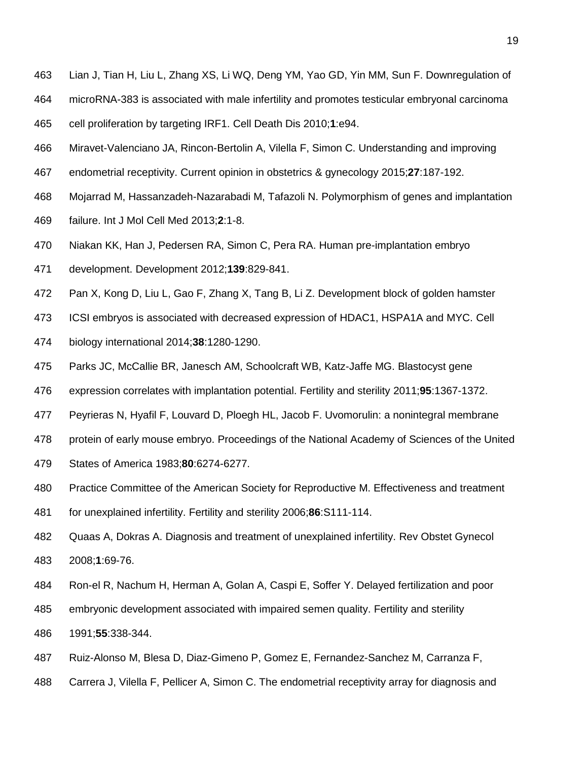463 Lian J, Tian H, Liu L, Zhang XS, Li WQ, Deng YM, Yao GD, Yin MM, Sun F. Downregulation of

464 microRNA-383 is associated with male infertility and promotes testicular embryonal carcinoma

465 cell proliferation by targeting IRF1. Cell Death Dis 2010;**1**:e94.

466 Miravet-Valenciano JA, Rincon-Bertolin A, Vilella F, Simon C. Understanding and improving

467 endometrial receptivity. Current opinion in obstetrics & gynecology 2015;**27**:187-192.

468 Mojarrad M, Hassanzadeh-Nazarabadi M, Tafazoli N. Polymorphism of genes and implantation

469 failure. Int J Mol Cell Med 2013;**2**:1-8.

470 Niakan KK, Han J, Pedersen RA, Simon C, Pera RA. Human pre-implantation embryo

471 development. Development 2012;**139**:829-841.

472 Pan X, Kong D, Liu L, Gao F, Zhang X, Tang B, Li Z. Development block of golden hamster

473 ICSI embryos is associated with decreased expression of HDAC1, HSPA1A and MYC. Cell

474 biology international 2014;**38**:1280-1290.

475 Parks JC, McCallie BR, Janesch AM, Schoolcraft WB, Katz-Jaffe MG. Blastocyst gene

476 expression correlates with implantation potential. Fertility and sterility 2011;**95**:1367-1372.

477 Peyrieras N, Hyafil F, Louvard D, Ploegh HL, Jacob F. Uvomorulin: a nonintegral membrane

478 protein of early mouse embryo. Proceedings of the National Academy of Sciences of the United

479 States of America 1983;**80**:6274-6277.

480 Practice Committee of the American Society for Reproductive M. Effectiveness and treatment

481 for unexplained infertility. Fertility and sterility 2006;**86**:S111-114.

482 Quaas A, Dokras A. Diagnosis and treatment of unexplained infertility. Rev Obstet Gynecol

483 2008;**1**:69-76.

484 Ron-el R, Nachum H, Herman A, Golan A, Caspi E, Soffer Y. Delayed fertilization and poor

485 embryonic development associated with impaired semen quality. Fertility and sterility

486 1991;**55**:338-344.

487 Ruiz-Alonso M, Blesa D, Diaz-Gimeno P, Gomez E, Fernandez-Sanchez M, Carranza F,

488 Carrera J, Vilella F, Pellicer A, Simon C. The endometrial receptivity array for diagnosis and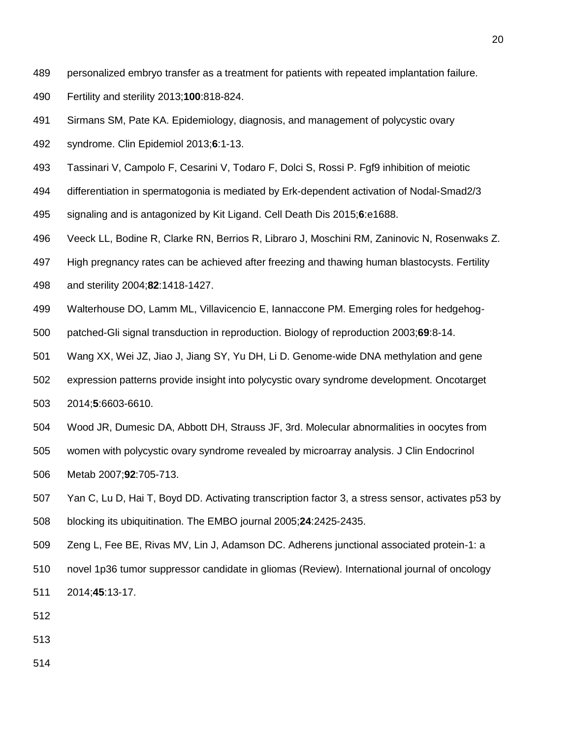personalized embryo transfer as a treatment for patients with repeated implantation failure. Fertility and sterility 2013;**100**:818-824.

Sirmans SM, Pate KA. Epidemiology, diagnosis, and management of polycystic ovary syndrome. Clin Epidemiol 2013;**6**:1-13.

Tassinari V, Campolo F, Cesarini V, Todaro F, Dolci S, Rossi P. Fgf9 inhibition of meiotic differentiation in spermatogonia is mediated by Erk-dependent activation of Nodal-Smad2/3 signaling and is antagonized by Kit Ligand. Cell Death Dis 2015;**6**:e1688.

Veeck LL, Bodine R, Clarke RN, Berrios R, Libraro J, Moschini RM, Zaninovic N, Rosenwaks Z. High pregnancy rates can be achieved after freezing and thawing human blastocysts. Fertility and sterility 2004;**82**:1418-1427.

Walterhouse DO, Lamm ML, Villavicencio E, Iannaccone PM. Emerging roles for hedgehog-patched-Gli signal transduction in reproduction. Biology of reproduction 2003;**69**:8-14.

Wang XX, Wei JZ, Jiao J, Jiang SY, Yu DH, Li D. Genome-wide DNA methylation and gene expression patterns provide insight into polycystic ovary syndrome development. Oncotarget 2014;**5**:6603-6610.

Wood JR, Dumesic DA, Abbott DH, Strauss JF, 3rd. Molecular abnormalities in oocytes from women with polycystic ovary syndrome revealed by microarray analysis. J Clin Endocrinol Metab 2007;**92**:705-713.

Yan C, Lu D, Hai T, Boyd DD. Activating transcription factor 3, a stress sensor, activates p53 by blocking its ubiquitination. The EMBO journal 2005;**24**:2425-2435.

Zeng L, Fee BE, Rivas MV, Lin J, Adamson DC. Adherens junctional associated protein-1: a novel 1p36 tumor suppressor candidate in gliomas (Review). International journal of oncology 2014;**45**:13-17.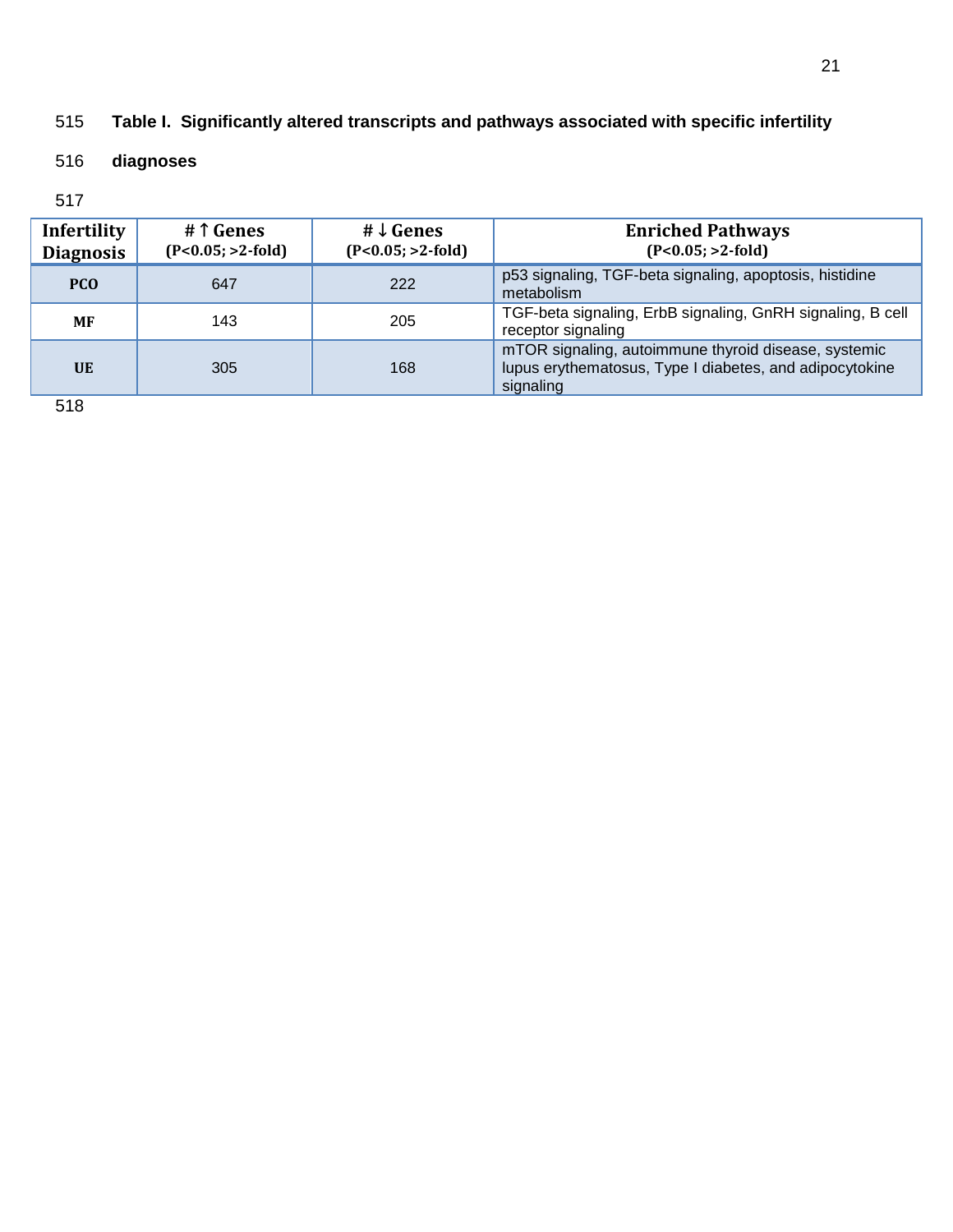**Table I. Significantly altered transcripts and pathways associated with specific infertility diagnoses**

| Infertility Diagnosis | # ↑ Genes (P<0.05; >2-fold) | # ↓ Genes (P<0.05; >2-fold) | Enriched Pathways (P<0.05; >2-fold) |
|---|---|---|---|
| **PCO** | 647 | 222 | p53 signaling, TGF-beta signaling, apoptosis, histidine metabolism |
| **MF** | 143 | 205 | TGF-beta signaling, ErbB signaling, GnRH signaling, B cell receptor signaling |
| **UE** | 305 | 168 | mTOR signaling, autoimmune thyroid disease, systemic lupus erythematosus, Type I diabetes, and adipocytokine signaling |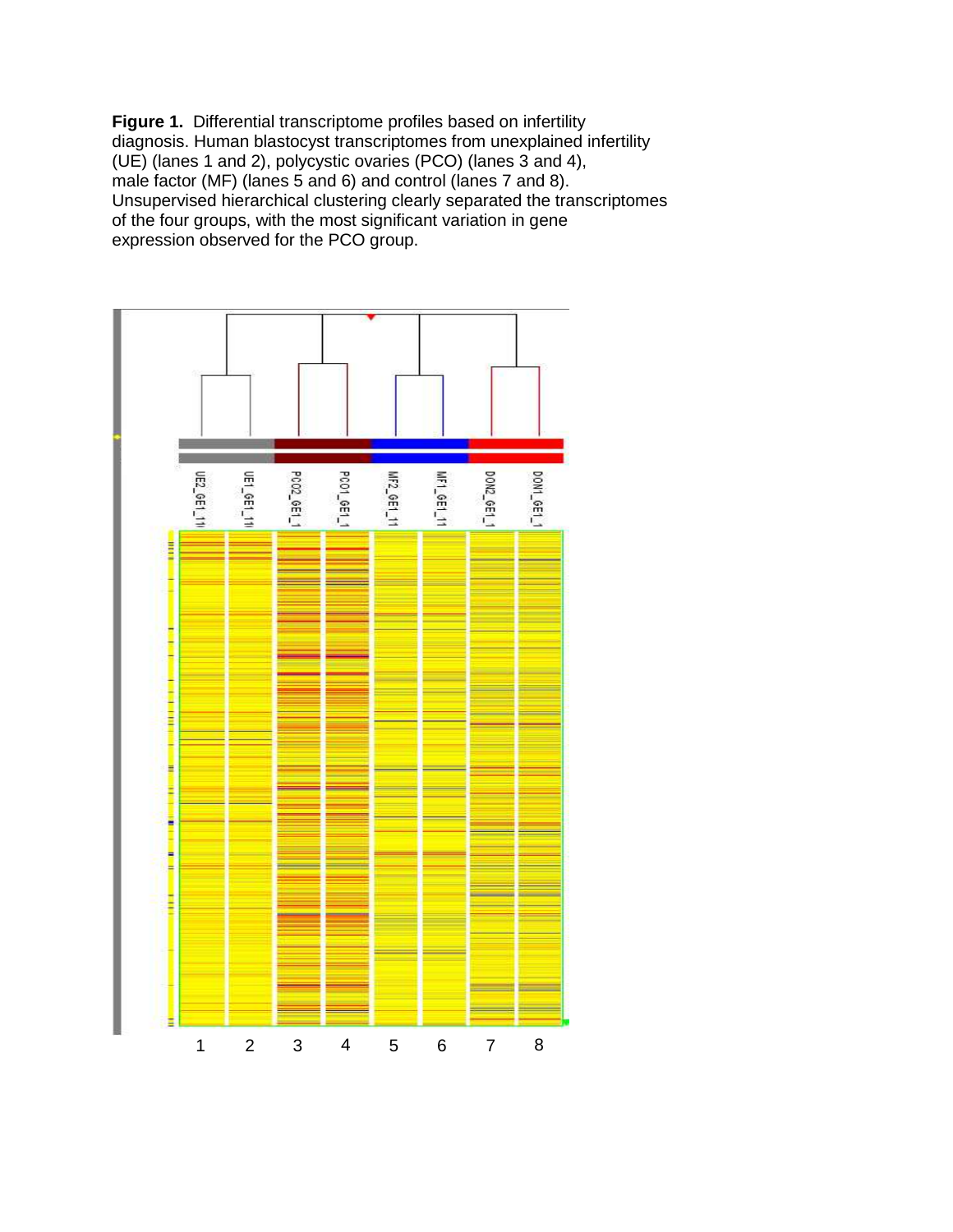**Figure 1.** Differential transcriptome profiles based on infertility diagnosis. Human blastocyst transcriptomes from unexplained infertility (UE) (lanes 1 and 2), polycystic ovaries (PCO) (lanes 3 and 4), male factor (MF) (lanes 5 and 6) and control (lanes 7 and 8). Unsupervised hierarchical clustering clearly separated the transcriptomes of the four groups, with the most significant variation in gene expression observed for the PCO group.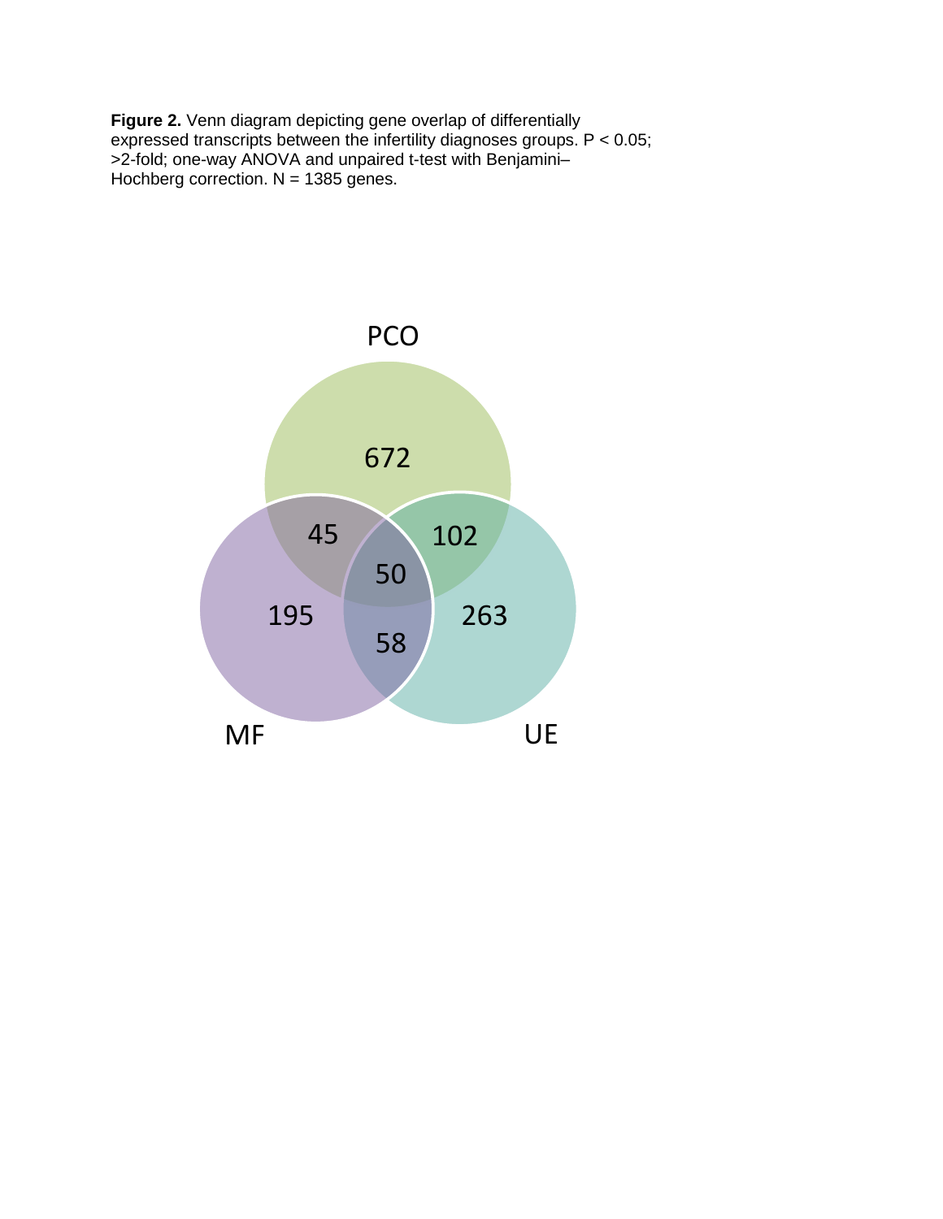**Figure 2.** Venn diagram depicting gene overlap of differentially expressed transcripts between the infertility diagnoses groups. $P < 0.05$; >2-fold; one-way ANOVA and unpaired t-test with Benjamini–Hochberg correction. N = 1385 genes.

PCO

672

45

102

50

195

263

58

MF

UE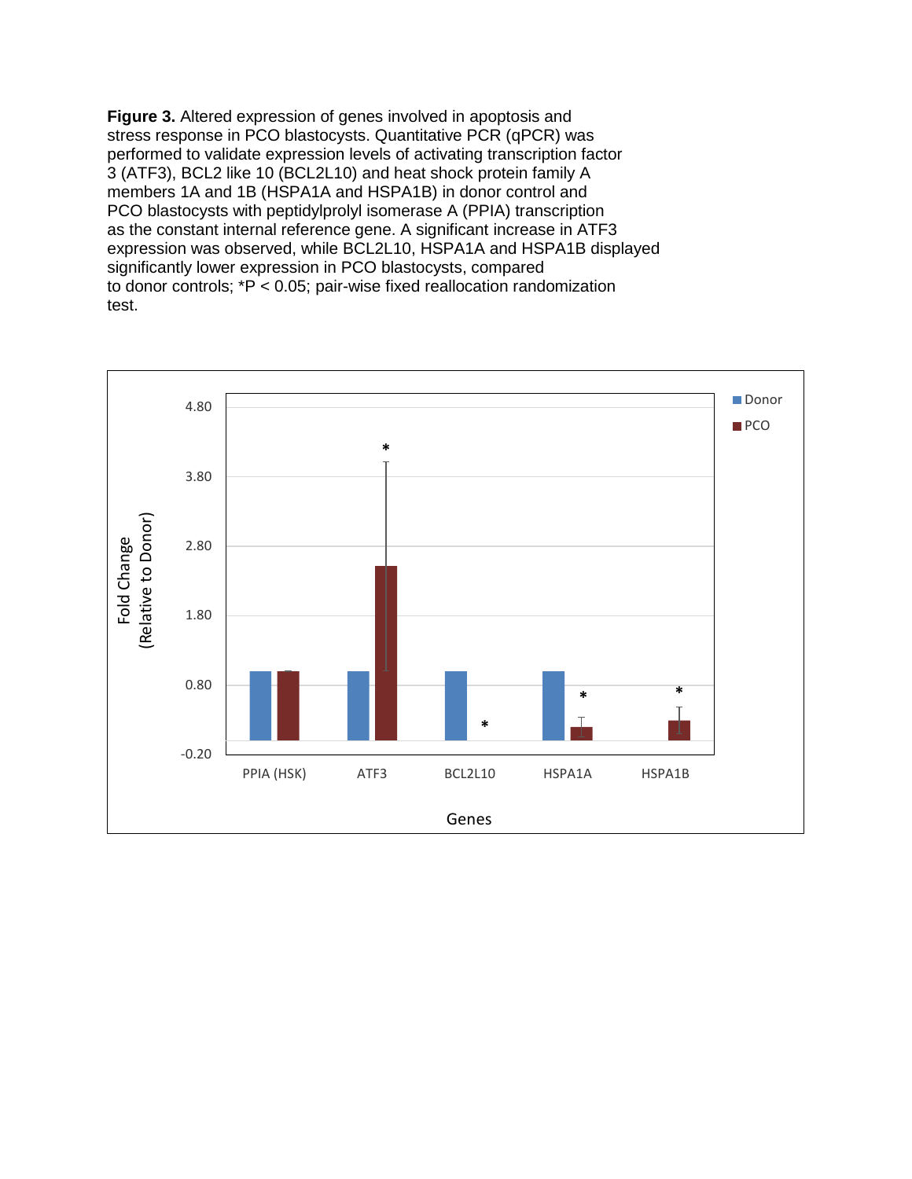**Figure 3.** Altered expression of genes involved in apoptosis and stress response in PCO blastocysts. Quantitative PCR (qPCR) was performed to validate expression levels of activating transcription factor 3 (ATF3), BCL2 like 10 (BCL2L10) and heat shock protein family A members 1A and 1B (HSPA1A and HSPA1B) in donor control and PCO blastocysts with peptidylprolyl isomerase A (PPIA) transcription as the constant internal reference gene. A significant increase in ATF3 expression was observed, while BCL2L10, HSPA1A and HSPA1B displayed significantly lower expression in PCO blastocysts, compared to donor controls; *P < 0.05; pair-wise fixed reallocation randomization test.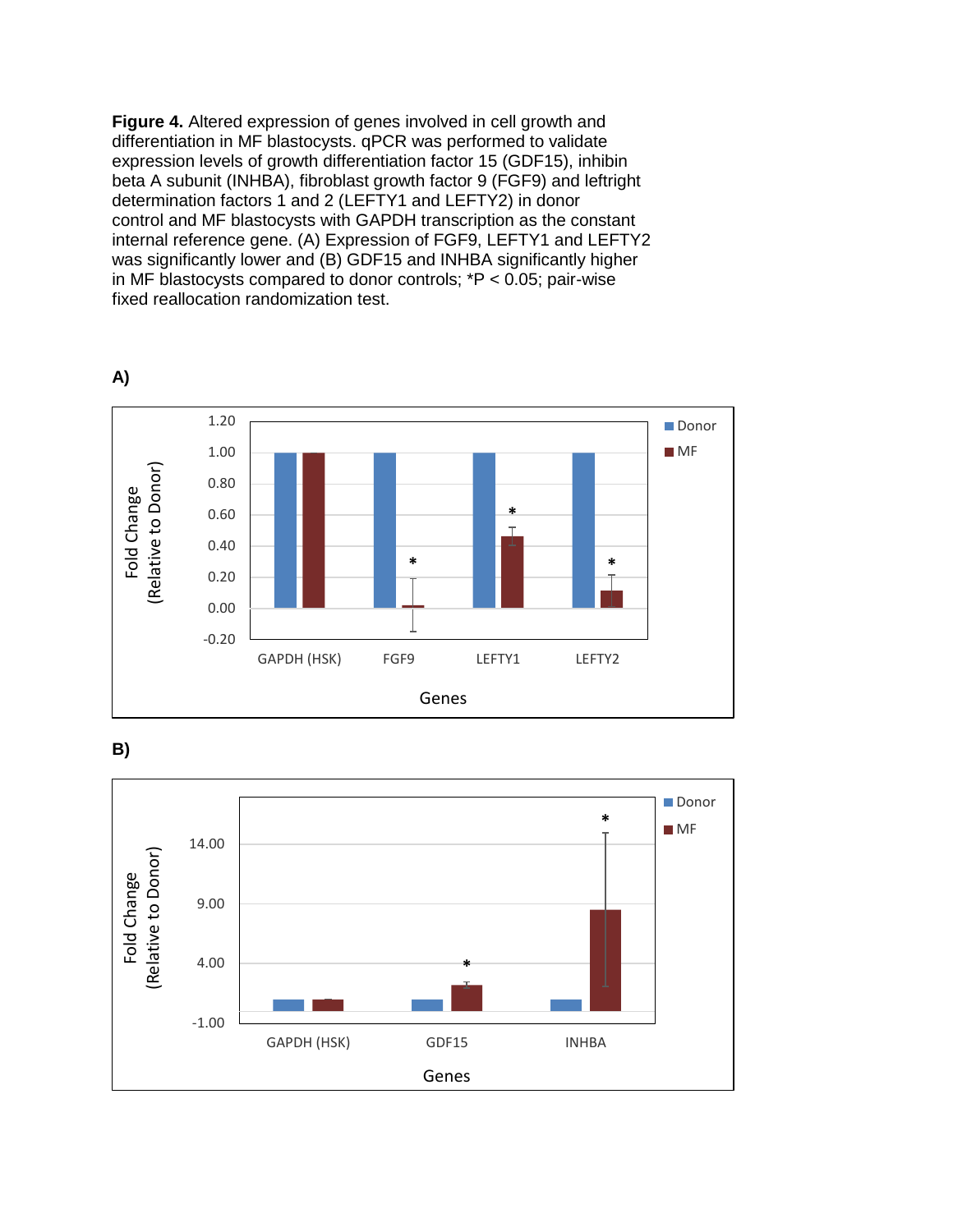**Figure 4.** Altered expression of genes involved in cell growth and differentiation in MF blastocysts. qPCR was performed to validate expression levels of growth differentiation factor 15 (GDF15), inhibin beta A subunit (INHBA), fibroblast growth factor 9 (FGF9) and leftright determination factors 1 and 2 (LEFTY1 and LEFTY2) in donor control and MF blastocysts with GAPDH transcription as the constant internal reference gene. (A) Expression of FGF9, LEFTY1 and LEFTY2 was significantly lower and (B) GDF15 and INHBA significantly higher in MF blastocysts compared to donor controls; *P < 0.05; pair-wise fixed reallocation randomization test.

**A)**

**B)**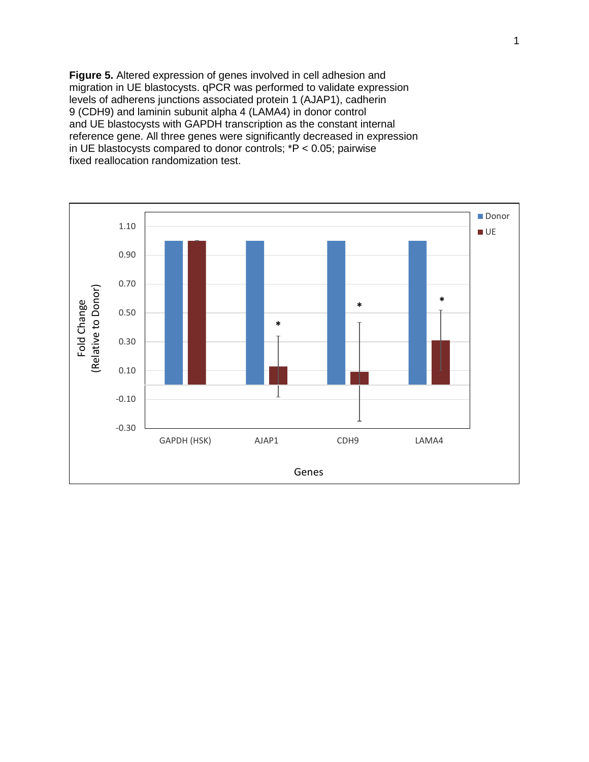**Figure 5.** Altered expression of genes involved in cell adhesion and migration in UE blastocysts. qPCR was performed to validate expression levels of adherens junctions associated protein 1 (AJAP1), cadherin 9 (CDH9) and laminin subunit alpha 4 (LAMA4) in donor control and UE blastocysts with GAPDH transcription as the constant internal reference gene. All three genes were significantly decreased in expression in UE blastocysts compared to donor controls; *$P < 0.05$; pairwise fixed reallocation randomization test.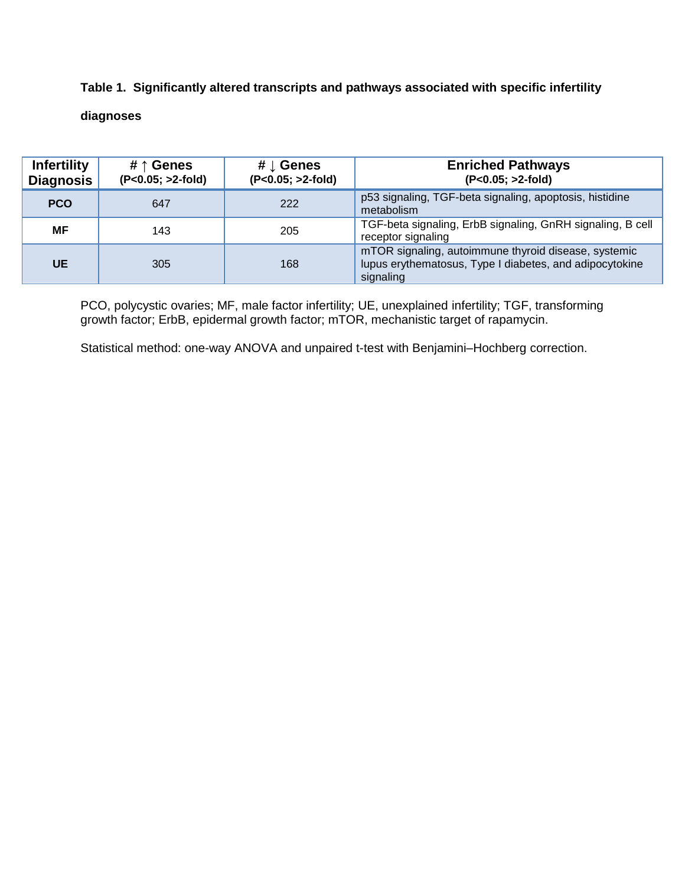**Table 1. Significantly altered transcripts and pathways associated with specific infertility diagnoses**

| Infertility Diagnosis | # ↑ Genes (P<0.05; >2-fold) | # ↓ Genes (P<0.05; >2-fold) | Enriched Pathways (P<0.05; >2-fold) |
|---|---|---|---|
| **PCO** | 647 | 222 | p53 signaling, TGF-beta signaling, apoptosis, histidine metabolism |
| **MF** | 143 | 205 | TGF-beta signaling, ErbB signaling, GnRH signaling, B cell receptor signaling |
| **UE** | 305 | 168 | mTOR signaling, autoimmune thyroid disease, systemic lupus erythematosus, Type I diabetes, and adipocytokine signaling |

PCO, polycystic ovaries; MF, male factor infertility; UE, unexplained infertility; TGF, transforming growth factor; ErbB, epidermal growth factor; mTOR, mechanistic target of rapamycin.

Statistical method: one-way ANOVA and unpaired t-test with Benjamini–Hochberg correction.